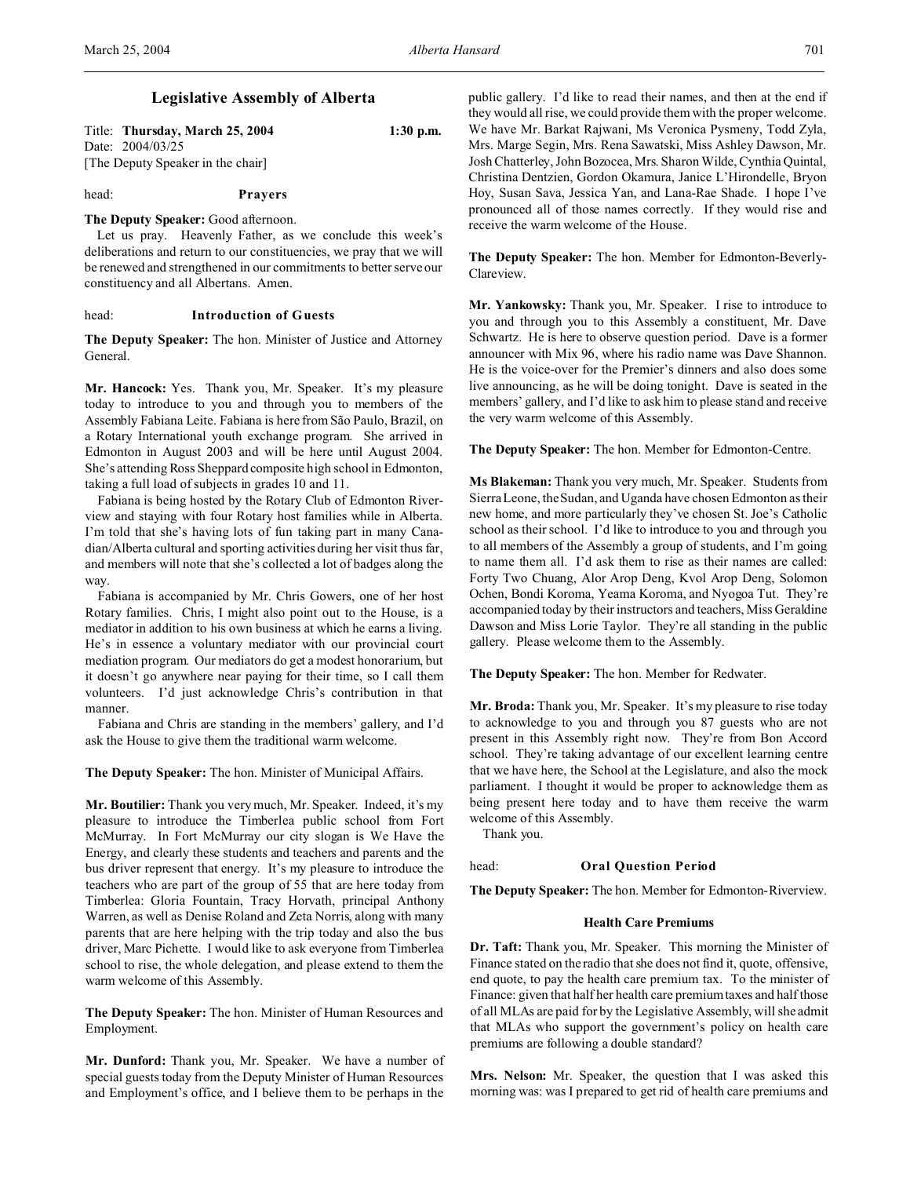# Legislative Assembly of Alberta

Title: **Thursday, March 25, 2004** **1:30 p.m.**
Date: 2004/03/25
[The Deputy Speaker in the chair]

head: **Prayers**

**The Deputy Speaker:** Good afternoon.

Let us pray. Heavenly Father, as we conclude this week's deliberations and return to our constituencies, we pray that we will be renewed and strengthened in our commitments to better serve our constituency and all Albertans. Amen.

head: **Introduction of Guests**

**The Deputy Speaker:** The hon. Minister of Justice and Attorney General.

**Mr. Hancock:** Yes. Thank you, Mr. Speaker. It's my pleasure today to introduce to you and through you to members of the Assembly Fabiana Leite. Fabiana is here from São Paulo, Brazil, on a Rotary International youth exchange program. She arrived in Edmonton in August 2003 and will be here until August 2004. She's attending Ross Sheppard composite high school in Edmonton, taking a full load of subjects in grades 10 and 11.

Fabiana is being hosted by the Rotary Club of Edmonton Riverview and staying with four Rotary host families while in Alberta. I'm told that she's having lots of fun taking part in many Canadian/Alberta cultural and sporting activities during her visit thus far, and members will note that she's collected a lot of badges along the way.

Fabiana is accompanied by Mr. Chris Gowers, one of her host Rotary families. Chris, I might also point out to the House, is a mediator in addition to his own business at which he earns a living. He's in essence a voluntary mediator with our provincial court mediation program. Our mediators do get a modest honorarium, but it doesn't go anywhere near paying for their time, so I call them volunteers. I'd just acknowledge Chris's contribution in that manner.

Fabiana and Chris are standing in the members' gallery, and I'd ask the House to give them the traditional warm welcome.

**The Deputy Speaker:** The hon. Minister of Municipal Affairs.

**Mr. Boutilier:** Thank you very much, Mr. Speaker. Indeed, it's my pleasure to introduce the Timberlea public school from Fort McMurray. In Fort McMurray our city slogan is We Have the Energy, and clearly these students and teachers and parents and the bus driver represent that energy. It's my pleasure to introduce the teachers who are part of the group of 55 that are here today from Timberlea: Gloria Fountain, Tracy Horvath, principal Anthony Warren, as well as Denise Roland and Zeta Norris, along with many parents that are here helping with the trip today and also the bus driver, Marc Pichette. I would like to ask everyone from Timberlea school to rise, the whole delegation, and please extend to them the warm welcome of this Assembly.

**The Deputy Speaker:** The hon. Minister of Human Resources and Employment.

**Mr. Dunford:** Thank you, Mr. Speaker. We have a number of special guests today from the Deputy Minister of Human Resources and Employment's office, and I believe them to be perhaps in the public gallery. I'd like to read their names, and then at the end if they would all rise, we could provide them with the proper welcome. We have Mr. Barkat Rajwani, Ms Veronica Pysmeny, Todd Zyla, Mrs. Marge Segin, Mrs. Rena Sawatski, Miss Ashley Dawson, Mr. Josh Chatterley, John Bozocea, Mrs. Sharon Wilde, Cynthia Quintal, Christina Dentzien, Gordon Okamura, Janice L'Hirondelle, Bryon Hoy, Susan Sava, Jessica Yan, and Lana-Rae Shade. I hope I've pronounced all of those names correctly. If they would rise and receive the warm welcome of the House.

**The Deputy Speaker:** The hon. Member for Edmonton-Beverly-Clareview.

**Mr. Yankowsky:** Thank you, Mr. Speaker. I rise to introduce to you and through you to this Assembly a constituent, Mr. Dave Schwartz. He is here to observe question period. Dave is a former announcer with Mix 96, where his radio name was Dave Shannon. He is the voice-over for the Premier's dinners and also does some live announcing, as he will be doing tonight. Dave is seated in the members' gallery, and I'd like to ask him to please stand and receive the very warm welcome of this Assembly.

**The Deputy Speaker:** The hon. Member for Edmonton-Centre.

**Ms Blakeman:** Thank you very much, Mr. Speaker. Students from Sierra Leone, the Sudan, and Uganda have chosen Edmonton as their new home, and more particularly they've chosen St. Joe's Catholic school as their school. I'd like to introduce to you and through you to all members of the Assembly a group of students, and I'm going to name them all. I'd ask them to rise as their names are called: Forty Two Chuang, Alor Arop Deng, Kvol Arop Deng, Solomon Ochen, Bondi Koroma, Yeama Koroma, and Nyogoa Tut. They're accompanied today by their instructors and teachers, Miss Geraldine Dawson and Miss Lorie Taylor. They're all standing in the public gallery. Please welcome them to the Assembly.

**The Deputy Speaker:** The hon. Member for Redwater.

**Mr. Broda:** Thank you, Mr. Speaker. It's my pleasure to rise today to acknowledge to you and through you 87 guests who are not present in this Assembly right now. They're from Bon Accord school. They're taking advantage of our excellent learning centre that we have here, the School at the Legislature, and also the mock parliament. I thought it would be proper to acknowledge them as being present here today and to have them receive the warm welcome of this Assembly.

Thank you.

head: **Oral Question Period**

**The Deputy Speaker:** The hon. Member for Edmonton-Riverview.

### Health Care Premiums

**Dr. Taft:** Thank you, Mr. Speaker. This morning the Minister of Finance stated on the radio that she does not find it, quote, offensive, end quote, to pay the health care premium tax. To the minister of Finance: given that half her health care premium taxes and half those of all MLAs are paid for by the Legislative Assembly, will she admit that MLAs who support the government's policy on health care premiums are following a double standard?

**Mrs. Nelson:** Mr. Speaker, the question that I was asked this morning was: was I prepared to get rid of health care premiums and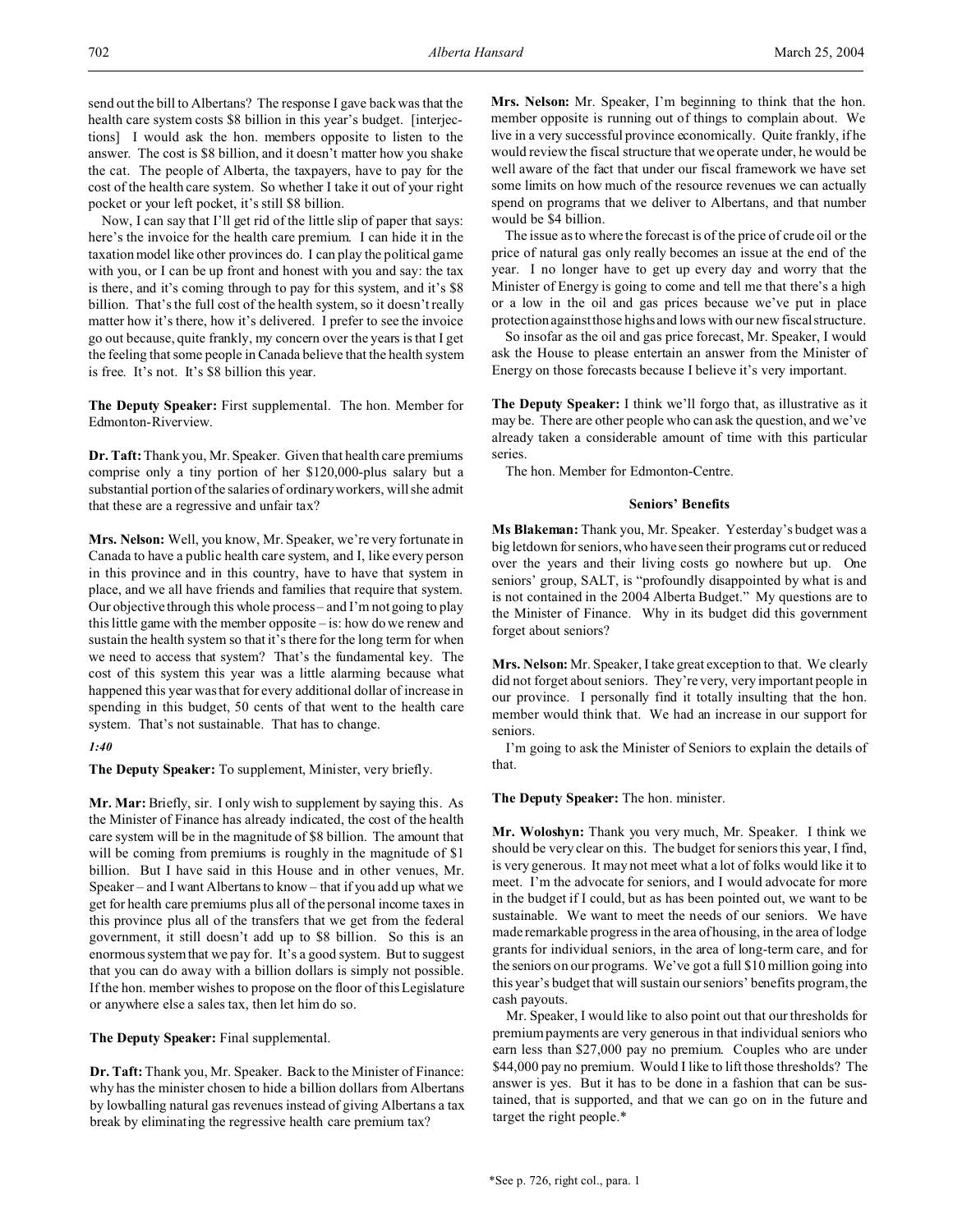send out the bill to Albertans? The response I gave back was that the health care system costs $8 billion in this year's budget. [interjections] I would ask the hon. members opposite to listen to the answer. The cost is $8 billion, and it doesn't matter how you shake the cat. The people of Alberta, the taxpayers, have to pay for the cost of the health care system. So whether I take it out of your right pocket or your left pocket, it's still $8 billion.

Now, I can say that I'll get rid of the little slip of paper that says: here's the invoice for the health care premium. I can hide it in the taxation model like other provinces do. I can play the political game with you, or I can be up front and honest with you and say: the tax is there, and it's coming through to pay for this system, and it's $8 billion. That's the full cost of the health system, so it doesn't really matter how it's there, how it's delivered. I prefer to see the invoice go out because, quite frankly, my concern over the years is that I get the feeling that some people in Canada believe that the health system is free. It's not. It's $8 billion this year.

**The Deputy Speaker:** First supplemental. The hon. Member for Edmonton-Riverview.

**Dr. Taft:** Thank you, Mr. Speaker. Given that health care premiums comprise only a tiny portion of her $120,000-plus salary but a substantial portion of the salaries of ordinary workers, will she admit that these are a regressive and unfair tax?

**Mrs. Nelson:** Well, you know, Mr. Speaker, we're very fortunate in Canada to have a public health care system, and I, like every person in this province and in this country, have to have that system in place, and we all have friends and families that require that system. Our objective through this whole process – and I'm not going to play this little game with the member opposite – is: how do we renew and sustain the health system so that it's there for the long term for when we need to access that system? That's the fundamental key. The cost of this system this year was a little alarming because what happened this year was that for every additional dollar of increase in spending in this budget, 50 cents of that went to the health care system. That's not sustainable. That has to change.

*1:40*

**The Deputy Speaker:** To supplement, Minister, very briefly.

**Mr. Mar:** Briefly, sir. I only wish to supplement by saying this. As the Minister of Finance has already indicated, the cost of the health care system will be in the magnitude of $8 billion. The amount that will be coming from premiums is roughly in the magnitude of $1 billion. But I have said in this House and in other venues, Mr. Speaker – and I want Albertans to know – that if you add up what we get for health care premiums plus all of the personal income taxes in this province plus all of the transfers that we get from the federal government, it still doesn't add up to $8 billion. So this is an enormous system that we pay for. It's a good system. But to suggest that you can do away with a billion dollars is simply not possible. If the hon. member wishes to propose on the floor of this Legislature or anywhere else a sales tax, then let him do so.

**The Deputy Speaker:** Final supplemental.

**Dr. Taft:** Thank you, Mr. Speaker. Back to the Minister of Finance: why has the minister chosen to hide a billion dollars from Albertans by lowballing natural gas revenues instead of giving Albertans a tax break by eliminating the regressive health care premium tax?

**Mrs. Nelson:** Mr. Speaker, I'm beginning to think that the hon. member opposite is running out of things to complain about. We live in a very successful province economically. Quite frankly, if he would review the fiscal structure that we operate under, he would be well aware of the fact that under our fiscal framework we have set some limits on how much of the resource revenues we can actually spend on programs that we deliver to Albertans, and that number would be $4 billion.

The issue as to where the forecast is of the price of crude oil or the price of natural gas only really becomes an issue at the end of the year. I no longer have to get up every day and worry that the Minister of Energy is going to come and tell me that there's a high or a low in the oil and gas prices because we've put in place protection against those highs and lows with our new fiscal structure.

So insofar as the oil and gas price forecast, Mr. Speaker, I would ask the House to please entertain an answer from the Minister of Energy on those forecasts because I believe it's very important.

**The Deputy Speaker:** I think we'll forgo that, as illustrative as it may be. There are other people who can ask the question, and we've already taken a considerable amount of time with this particular series.

The hon. Member for Edmonton-Centre.

### Seniors' Benefits

**Ms Blakeman:** Thank you, Mr. Speaker. Yesterday's budget was a big letdown for seniors, who have seen their programs cut or reduced over the years and their living costs go nowhere but up. One seniors' group, SALT, is "profoundly disappointed by what is and is not contained in the 2004 Alberta Budget." My questions are to the Minister of Finance. Why in its budget did this government forget about seniors?

**Mrs. Nelson:** Mr. Speaker, I take great exception to that. We clearly did not forget about seniors. They're very, very important people in our province. I personally find it totally insulting that the hon. member would think that. We had an increase in our support for seniors.

I'm going to ask the Minister of Seniors to explain the details of that.

**The Deputy Speaker:** The hon. minister.

**Mr. Woloshyn:** Thank you very much, Mr. Speaker. I think we should be very clear on this. The budget for seniors this year, I find, is very generous. It may not meet what a lot of folks would like it to meet. I'm the advocate for seniors, and I would advocate for more in the budget if I could, but as has been pointed out, we want to be sustainable. We want to meet the needs of our seniors. We have made remarkable progress in the area of housing, in the area of lodge grants for individual seniors, in the area of long-term care, and for the seniors on our programs. We've got a full $10 million going into this year's budget that will sustain our seniors' benefits program, the cash payouts.

Mr. Speaker, I would like to also point out that our thresholds for premium payments are very generous in that individual seniors who earn less than $27,000 pay no premium. Couples who are under $44,000 pay no premium. Would I like to lift those thresholds? The answer is yes. But it has to be done in a fashion that can be sustained, that is supported, and that we can go on in the future and target the right people.*

*See p. 726, right col., para. 1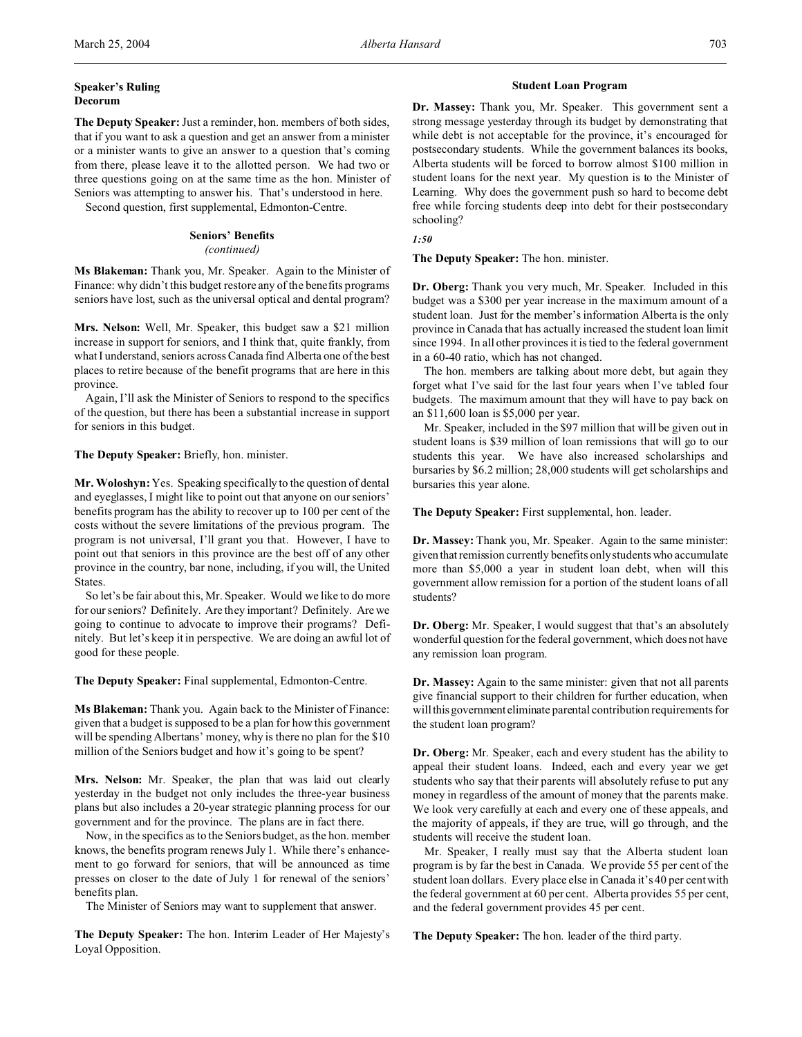**Speaker's Ruling**
**Decorum**

**The Deputy Speaker:** Just a reminder, hon. members of both sides, that if you want to ask a question and get an answer from a minister or a minister wants to give an answer to a question that's coming from there, please leave it to the allotted person. We had two or three questions going on at the same time as the hon. Minister of Seniors was attempting to answer his. That's understood in here.

Second question, first supplemental, Edmonton-Centre.

### Seniors' Benefits
*(continued)*

**Ms Blakeman:** Thank you, Mr. Speaker. Again to the Minister of Finance: why didn't this budget restore any of the benefits programs seniors have lost, such as the universal optical and dental program?

**Mrs. Nelson:** Well, Mr. Speaker, this budget saw a $21 million increase in support for seniors, and I think that, quite frankly, from what I understand, seniors across Canada find Alberta one of the best places to retire because of the benefit programs that are here in this province.

Again, I'll ask the Minister of Seniors to respond to the specifics of the question, but there has been a substantial increase in support for seniors in this budget.

**The Deputy Speaker:** Briefly, hon. minister.

**Mr. Woloshyn:** Yes. Speaking specifically to the question of dental and eyeglasses, I might like to point out that anyone on our seniors' benefits program has the ability to recover up to 100 per cent of the costs without the severe limitations of the previous program. The program is not universal, I'll grant you that. However, I have to point out that seniors in this province are the best off of any other province in the country, bar none, including, if you will, the United States.

So let's be fair about this, Mr. Speaker. Would we like to do more for our seniors? Definitely. Are they important? Definitely. Are we going to continue to advocate to improve their programs? Definitely. But let's keep it in perspective. We are doing an awful lot of good for these people.

**The Deputy Speaker:** Final supplemental, Edmonton-Centre.

**Ms Blakeman:** Thank you. Again back to the Minister of Finance: given that a budget is supposed to be a plan for how this government will be spending Albertans' money, why is there no plan for the $10 million of the Seniors budget and how it's going to be spent?

**Mrs. Nelson:** Mr. Speaker, the plan that was laid out clearly yesterday in the budget not only includes the three-year business plans but also includes a 20-year strategic planning process for our government and for the province. The plans are in fact there.

Now, in the specifics as to the Seniors budget, as the hon. member knows, the benefits program renews July 1. While there's enhancement to go forward for seniors, that will be announced as time presses on closer to the date of July 1 for renewal of the seniors' benefits plan.

The Minister of Seniors may want to supplement that answer.

**The Deputy Speaker:** The hon. Interim Leader of Her Majesty's Loyal Opposition.

### Student Loan Program

**Dr. Massey:** Thank you, Mr. Speaker. This government sent a strong message yesterday through its budget by demonstrating that while debt is not acceptable for the province, it's encouraged for postsecondary students. While the government balances its books, Alberta students will be forced to borrow almost $100 million in student loans for the next year. My question is to the Minister of Learning. Why does the government push so hard to become debt free while forcing students deep into debt for their postsecondary schooling?

*1:50*

**The Deputy Speaker:** The hon. minister.

**Dr. Oberg:** Thank you very much, Mr. Speaker. Included in this budget was a $300 per year increase in the maximum amount of a student loan. Just for the member's information Alberta is the only province in Canada that has actually increased the student loan limit since 1994. In all other provinces it is tied to the federal government in a 60-40 ratio, which has not changed.

The hon. members are talking about more debt, but again they forget what I've said for the last four years when I've tabled four budgets. The maximum amount that they will have to pay back on an $11,600 loan is $5,000 per year.

Mr. Speaker, included in the $97 million that will be given out in student loans is $39 million of loan remissions that will go to our students this year. We have also increased scholarships and bursaries by $6.2 million; 28,000 students will get scholarships and bursaries this year alone.

**The Deputy Speaker:** First supplemental, hon. leader.

**Dr. Massey:** Thank you, Mr. Speaker. Again to the same minister: given that remission currently benefits only students who accumulate more than $5,000 a year in student loan debt, when will this government allow remission for a portion of the student loans of all students?

**Dr. Oberg:** Mr. Speaker, I would suggest that that's an absolutely wonderful question for the federal government, which does not have any remission loan program.

**Dr. Massey:** Again to the same minister: given that not all parents give financial support to their children for further education, when will this government eliminate parental contribution requirements for the student loan program?

**Dr. Oberg:** Mr. Speaker, each and every student has the ability to appeal their student loans. Indeed, each and every year we get students who say that their parents will absolutely refuse to put any money in regardless of the amount of money that the parents make. We look very carefully at each and every one of these appeals, and the majority of appeals, if they are true, will go through, and the students will receive the student loan.

Mr. Speaker, I really must say that the Alberta student loan program is by far the best in Canada. We provide 55 per cent of the student loan dollars. Every place else in Canada it's 40 per cent with the federal government at 60 per cent. Alberta provides 55 per cent, and the federal government provides 45 per cent.

**The Deputy Speaker:** The hon. leader of the third party.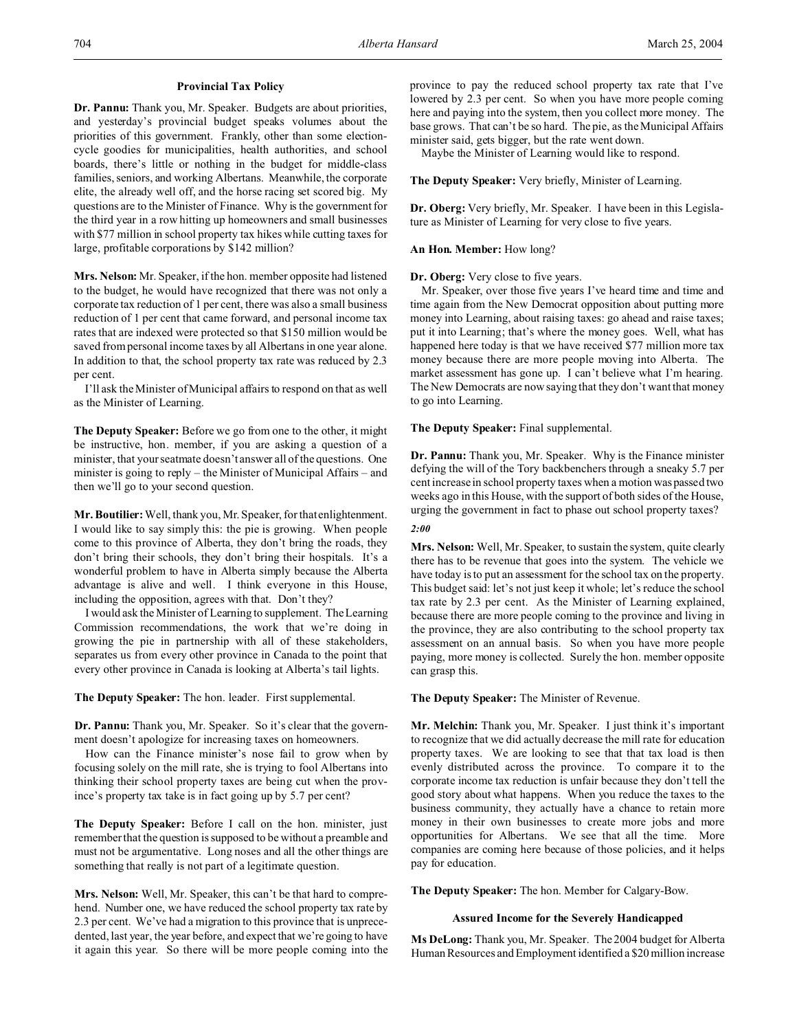### Provincial Tax Policy

**Dr. Pannu:** Thank you, Mr. Speaker. Budgets are about priorities, and yesterday's provincial budget speaks volumes about the priorities of this government. Frankly, other than some election-cycle goodies for municipalities, health authorities, and school boards, there's little or nothing in the budget for middle-class families, seniors, and working Albertans. Meanwhile, the corporate elite, the already well off, and the horse racing set scored big. My questions are to the Minister of Finance. Why is the government for the third year in a row hitting up homeowners and small businesses with $77 million in school property tax hikes while cutting taxes for large, profitable corporations by $142 million?

**Mrs. Nelson:** Mr. Speaker, if the hon. member opposite had listened to the budget, he would have recognized that there was not only a corporate tax reduction of 1 per cent, there was also a small business reduction of 1 per cent that came forward, and personal income tax rates that are indexed were protected so that $150 million would be saved from personal income taxes by all Albertans in one year alone. In addition to that, the school property tax rate was reduced by 2.3 per cent.

I'll ask the Minister of Municipal affairs to respond on that as well as the Minister of Learning.

**The Deputy Speaker:** Before we go from one to the other, it might be instructive, hon. member, if you are asking a question of a minister, that your seatmate doesn't answer all of the questions. One minister is going to reply – the Minister of Municipal Affairs – and then we'll go to your second question.

**Mr. Boutilier:** Well, thank you, Mr. Speaker, for that enlightenment. I would like to say simply this: the pie is growing. When people come to this province of Alberta, they don't bring the roads, they don't bring their schools, they don't bring their hospitals. It's a wonderful problem to have in Alberta simply because the Alberta advantage is alive and well. I think everyone in this House, including the opposition, agrees with that. Don't they?

I would ask the Minister of Learning to supplement. The Learning Commission recommendations, the work that we're doing in growing the pie in partnership with all of these stakeholders, separates us from every other province in Canada to the point that every other province in Canada is looking at Alberta's tail lights.

**The Deputy Speaker:** The hon. leader. First supplemental.

**Dr. Pannu:** Thank you, Mr. Speaker. So it's clear that the government doesn't apologize for increasing taxes on homeowners.

How can the Finance minister's nose fail to grow when by focusing solely on the mill rate, she is trying to fool Albertans into thinking their school property taxes are being cut when the province's property tax take is in fact going up by 5.7 per cent?

**The Deputy Speaker:** Before I call on the hon. minister, just remember that the question is supposed to be without a preamble and must not be argumentative. Long noses and all the other things are something that really is not part of a legitimate question.

**Mrs. Nelson:** Well, Mr. Speaker, this can't be that hard to comprehend. Number one, we have reduced the school property tax rate by 2.3 per cent. We've had a migration to this province that is unprecedented, last year, the year before, and expect that we're going to have it again this year. So there will be more people coming into the province to pay the reduced school property tax rate that I've lowered by 2.3 per cent. So when you have more people coming here and paying into the system, then you collect more money. The base grows. That can't be so hard. The pie, as the Municipal Affairs minister said, gets bigger, but the rate went down.

Maybe the Minister of Learning would like to respond.

**The Deputy Speaker:** Very briefly, Minister of Learning.

**Dr. Oberg:** Very briefly, Mr. Speaker. I have been in this Legislature as Minister of Learning for very close to five years.

**An Hon. Member:** How long?

**Dr. Oberg:** Very close to five years.

Mr. Speaker, over those five years I've heard time and time and time again from the New Democrat opposition about putting more money into Learning, about raising taxes: go ahead and raise taxes; put it into Learning; that's where the money goes. Well, what has happened here today is that we have received $77 million more tax money because there are more people moving into Alberta. The market assessment has gone up. I can't believe what I'm hearing. The New Democrats are now saying that they don't want that money to go into Learning.

**The Deputy Speaker:** Final supplemental.

**Dr. Pannu:** Thank you, Mr. Speaker. Why is the Finance minister defying the will of the Tory backbenchers through a sneaky 5.7 per cent increase in school property taxes when a motion was passed two weeks ago in this House, with the support of both sides of the House, urging the government in fact to phase out school property taxes?

*2:00*

**Mrs. Nelson:** Well, Mr. Speaker, to sustain the system, quite clearly there has to be revenue that goes into the system. The vehicle we have today is to put an assessment for the school tax on the property. This budget said: let's not just keep it whole; let's reduce the school tax rate by 2.3 per cent. As the Minister of Learning explained, because there are more people coming to the province and living in the province, they are also contributing to the school property tax assessment on an annual basis. So when you have more people paying, more money is collected. Surely the hon. member opposite can grasp this.

**The Deputy Speaker:** The Minister of Revenue.

**Mr. Melchin:** Thank you, Mr. Speaker. I just think it's important to recognize that we did actually decrease the mill rate for education property taxes. We are looking to see that that tax load is then evenly distributed across the province. To compare it to the corporate income tax reduction is unfair because they don't tell the good story about what happens. When you reduce the taxes to the business community, they actually have a chance to retain more money in their own businesses to create more jobs and more opportunities for Albertans. We see that all the time. More companies are coming here because of those policies, and it helps pay for education.

**The Deputy Speaker:** The hon. Member for Calgary-Bow.

### Assured Income for the Severely Handicapped

**Ms DeLong:** Thank you, Mr. Speaker. The 2004 budget for Alberta Human Resources and Employment identified a $20 million increase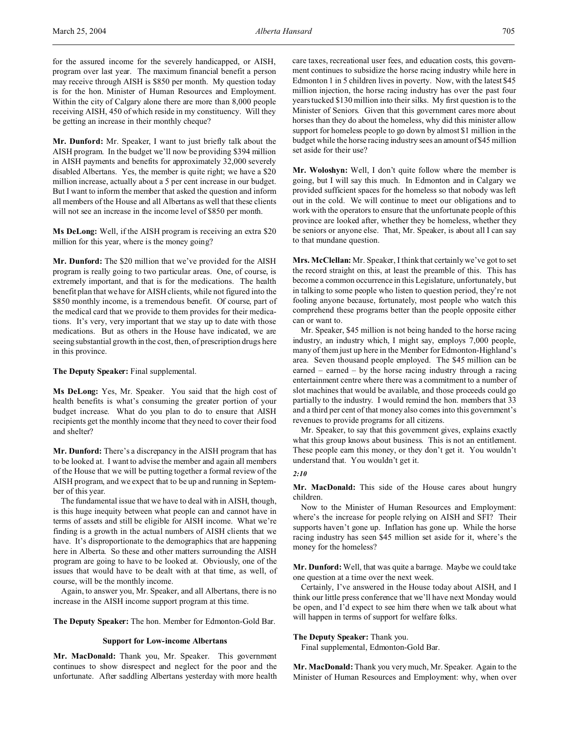for the assured income for the severely handicapped, or AISH, program over last year. The maximum financial benefit a person may receive through AISH is $850 per month. My question today is for the hon. Minister of Human Resources and Employment. Within the city of Calgary alone there are more than 8,000 people receiving AISH, 450 of which reside in my constituency. Will they be getting an increase in their monthly cheque?

**Mr. Dunford:** Mr. Speaker, I want to just briefly talk about the AISH program. In the budget we'll now be providing $394 million in AISH payments and benefits for approximately 32,000 severely disabled Albertans. Yes, the member is quite right; we have a $20 million increase, actually about a 5 per cent increase in our budget. But I want to inform the member that asked the question and inform all members of the House and all Albertans as well that these clients will not see an increase in the income level of $850 per month.

**Ms DeLong:** Well, if the AISH program is receiving an extra $20 million for this year, where is the money going?

**Mr. Dunford:** The $20 million that we've provided for the AISH program is really going to two particular areas. One, of course, is extremely important, and that is for the medications. The health benefit plan that we have for AISH clients, while not figured into the $850 monthly income, is a tremendous benefit. Of course, part of the medical card that we provide to them provides for their medications. It's very, very important that we stay up to date with those medications. But as others in the House have indicated, we are seeing substantial growth in the cost, then, of prescription drugs here in this province.

**The Deputy Speaker:** Final supplemental.

**Ms DeLong:** Yes, Mr. Speaker. You said that the high cost of health benefits is what's consuming the greater portion of your budget increase. What do you plan to do to ensure that AISH recipients get the monthly income that they need to cover their food and shelter?

**Mr. Dunford:** There's a discrepancy in the AISH program that has to be looked at. I want to advise the member and again all members of the House that we will be putting together a formal review of the AISH program, and we expect that to be up and running in September of this year.

The fundamental issue that we have to deal with in AISH, though, is this huge inequity between what people can and cannot have in terms of assets and still be eligible for AISH income. What we're finding is a growth in the actual numbers of AISH clients that we have. It's disproportionate to the demographics that are happening here in Alberta. So these and other matters surrounding the AISH program are going to have to be looked at. Obviously, one of the issues that would have to be dealt with at that time, as well, of course, will be the monthly income.

Again, to answer you, Mr. Speaker, and all Albertans, there is no increase in the AISH income support program at this time.

**The Deputy Speaker:** The hon. Member for Edmonton-Gold Bar.

### Support for Low-income Albertans

**Mr. MacDonald:** Thank you, Mr. Speaker. This government continues to show disrespect and neglect for the poor and the unfortunate. After saddling Albertans yesterday with more health care taxes, recreational user fees, and education costs, this government continues to subsidize the horse racing industry while here in Edmonton 1 in 5 children lives in poverty. Now, with the latest $45 million injection, the horse racing industry has over the past four years tucked $130 million into their silks. My first question is to the Minister of Seniors. Given that this government cares more about horses than they do about the homeless, why did this minister allow support for homeless people to go down by almost $1 million in the budget while the horse racing industry sees an amount of $45 million set aside for their use?

**Mr. Woloshyn:** Well, I don't quite follow where the member is going, but I will say this much. In Edmonton and in Calgary we provided sufficient spaces for the homeless so that nobody was left out in the cold. We will continue to meet our obligations and to work with the operators to ensure that the unfortunate people of this province are looked after, whether they be homeless, whether they be seniors or anyone else. That, Mr. Speaker, is about all I can say to that mundane question.

**Mrs. McClellan:** Mr. Speaker, I think that certainly we've got to set the record straight on this, at least the preamble of this. This has become a common occurrence in this Legislature, unfortunately, but in talking to some people who listen to question period, they're not fooling anyone because, fortunately, most people who watch this comprehend these programs better than the people opposite either can or want to.

Mr. Speaker, $45 million is not being handed to the horse racing industry, an industry which, I might say, employs 7,000 people, many of them just up here in the Member for Edmonton-Highland's area. Seven thousand people employed. The $45 million can be earned – earned – by the horse racing industry through a racing entertainment centre where there was a commitment to a number of slot machines that would be available, and those proceeds could go partially to the industry. I would remind the hon. members that 33 and a third per cent of that money also comes into this government's revenues to provide programs for all citizens.

Mr. Speaker, to say that this government gives, explains exactly what this group knows about business. This is not an entitlement. These people earn this money, or they don't get it. You wouldn't understand that. You wouldn't get it.

*2:10*

**Mr. MacDonald:** This side of the House cares about hungry children.

Now to the Minister of Human Resources and Employment: where's the increase for people relying on AISH and SFI? Their supports haven't gone up. Inflation has gone up. While the horse racing industry has seen $45 million set aside for it, where's the money for the homeless?

**Mr. Dunford:** Well, that was quite a barrage. Maybe we could take one question at a time over the next week.

Certainly, I've answered in the House today about AISH, and I think our little press conference that we'll have next Monday would be open, and I'd expect to see him there when we talk about what will happen in terms of support for welfare folks.

**The Deputy Speaker:** Thank you.

Final supplemental, Edmonton-Gold Bar.

**Mr. MacDonald:** Thank you very much, Mr. Speaker. Again to the Minister of Human Resources and Employment: why, when over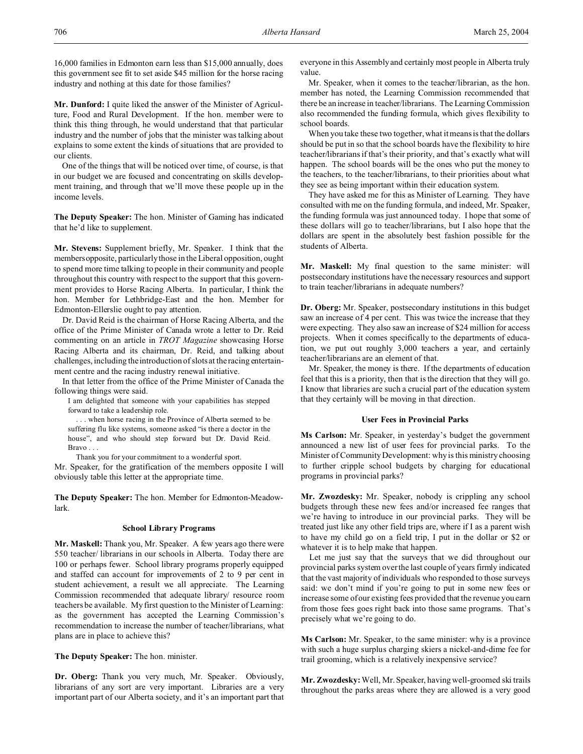16,000 families in Edmonton earn less than $15,000 annually, does this government see fit to set aside $45 million for the horse racing industry and nothing at this date for those families?

**Mr. Dunford:** I quite liked the answer of the Minister of Agriculture, Food and Rural Development. If the hon. member were to think this thing through, he would understand that that particular industry and the number of jobs that the minister was talking about explains to some extent the kinds of situations that are provided to our clients.

One of the things that will be noticed over time, of course, is that in our budget we are focused and concentrating on skills development training, and through that we'll move these people up in the income levels.

**The Deputy Speaker:** The hon. Minister of Gaming has indicated that he'd like to supplement.

**Mr. Stevens:** Supplement briefly, Mr. Speaker. I think that the members opposite, particularly those in the Liberal opposition, ought to spend more time talking to people in their community and people throughout this country with respect to the support that this government provides to Horse Racing Alberta. In particular, I think the hon. Member for Lethbridge-East and the hon. Member for Edmonton-Ellerslie ought to pay attention.

Dr. David Reid is the chairman of Horse Racing Alberta, and the office of the Prime Minister of Canada wrote a letter to Dr. Reid commenting on an article in *TROT Magazine* showcasing Horse Racing Alberta and its chairman, Dr. Reid, and talking about challenges, including the introduction of slots at the racing entertainment centre and the racing industry renewal initiative.

In that letter from the office of the Prime Minister of Canada the following things were said.

> I am delighted that someone with your capabilities has stepped forward to take a leadership role.
>
> . . . when horse racing in the Province of Alberta seemed to be suffering flu like systems, someone asked "is there a doctor in the house", and who should step forward but Dr. David Reid. Bravo . . .
>
> Thank you for your commitment to a wonderful sport.

Mr. Speaker, for the gratification of the members opposite I will obviously table this letter at the appropriate time.

**The Deputy Speaker:** The hon. Member for Edmonton-Meadowlark.

### School Library Programs

**Mr. Maskell:** Thank you, Mr. Speaker. A few years ago there were 550 teacher/ librarians in our schools in Alberta. Today there are 100 or perhaps fewer. School library programs properly equipped and staffed can account for improvements of 2 to 9 per cent in student achievement, a result we all appreciate. The Learning Commission recommended that adequate library/ resource room teachers be available. My first question to the Minister of Learning: as the government has accepted the Learning Commission's recommendation to increase the number of teacher/librarians, what plans are in place to achieve this?

**The Deputy Speaker:** The hon. minister.

**Dr. Oberg:** Thank you very much, Mr. Speaker. Obviously, librarians of any sort are very important. Libraries are a very important part of our Alberta society, and it's an important part that everyone in this Assembly and certainly most people in Alberta truly value.

Mr. Speaker, when it comes to the teacher/librarian, as the hon. member has noted, the Learning Commission recommended that there be an increase in teacher/librarians. The Learning Commission also recommended the funding formula, which gives flexibility to school boards.

When you take these two together, what it means is that the dollars should be put in so that the school boards have the flexibility to hire teacher/librarians if that's their priority, and that's exactly what will happen. The school boards will be the ones who put the money to the teachers, to the teacher/librarians, to their priorities about what they see as being important within their education system.

They have asked me for this as Minister of Learning. They have consulted with me on the funding formula, and indeed, Mr. Speaker, the funding formula was just announced today. I hope that some of these dollars will go to teacher/librarians, but I also hope that the dollars are spent in the absolutely best fashion possible for the students of Alberta.

**Mr. Maskell:** My final question to the same minister: will postsecondary institutions have the necessary resources and support to train teacher/librarians in adequate numbers?

**Dr. Oberg:** Mr. Speaker, postsecondary institutions in this budget saw an increase of 4 per cent. This was twice the increase that they were expecting. They also saw an increase of $24 million for access projects. When it comes specifically to the departments of education, we put out roughly 3,000 teachers a year, and certainly teacher/librarians are an element of that.

Mr. Speaker, the money is there. If the departments of education feel that this is a priority, then that is the direction that they will go. I know that libraries are such a crucial part of the education system that they certainly will be moving in that direction.

### User Fees in Provincial Parks

**Ms Carlson:** Mr. Speaker, in yesterday's budget the government announced a new list of user fees for provincial parks. To the Minister of Community Development: why is this ministry choosing to further cripple school budgets by charging for educational programs in provincial parks?

**Mr. Zwozdesky:** Mr. Speaker, nobody is crippling any school budgets through these new fees and/or increased fee ranges that we're having to introduce in our provincial parks. They will be treated just like any other field trips are, where if I as a parent wish to have my child go on a field trip, I put in the dollar or $2 or whatever it is to help make that happen.

Let me just say that the surveys that we did throughout our provincial parks system over the last couple of years firmly indicated that the vast majority of individuals who responded to those surveys said: we don't mind if you're going to put in some new fees or increase some of our existing fees provided that the revenue you earn from those fees goes right back into those same programs. That's precisely what we're going to do.

**Ms Carlson:** Mr. Speaker, to the same minister: why is a province with such a huge surplus charging skiers a nickel-and-dime fee for trail grooming, which is a relatively inexpensive service?

**Mr. Zwozdesky:** Well, Mr. Speaker, having well-groomed ski trails throughout the parks areas where they are allowed is a very good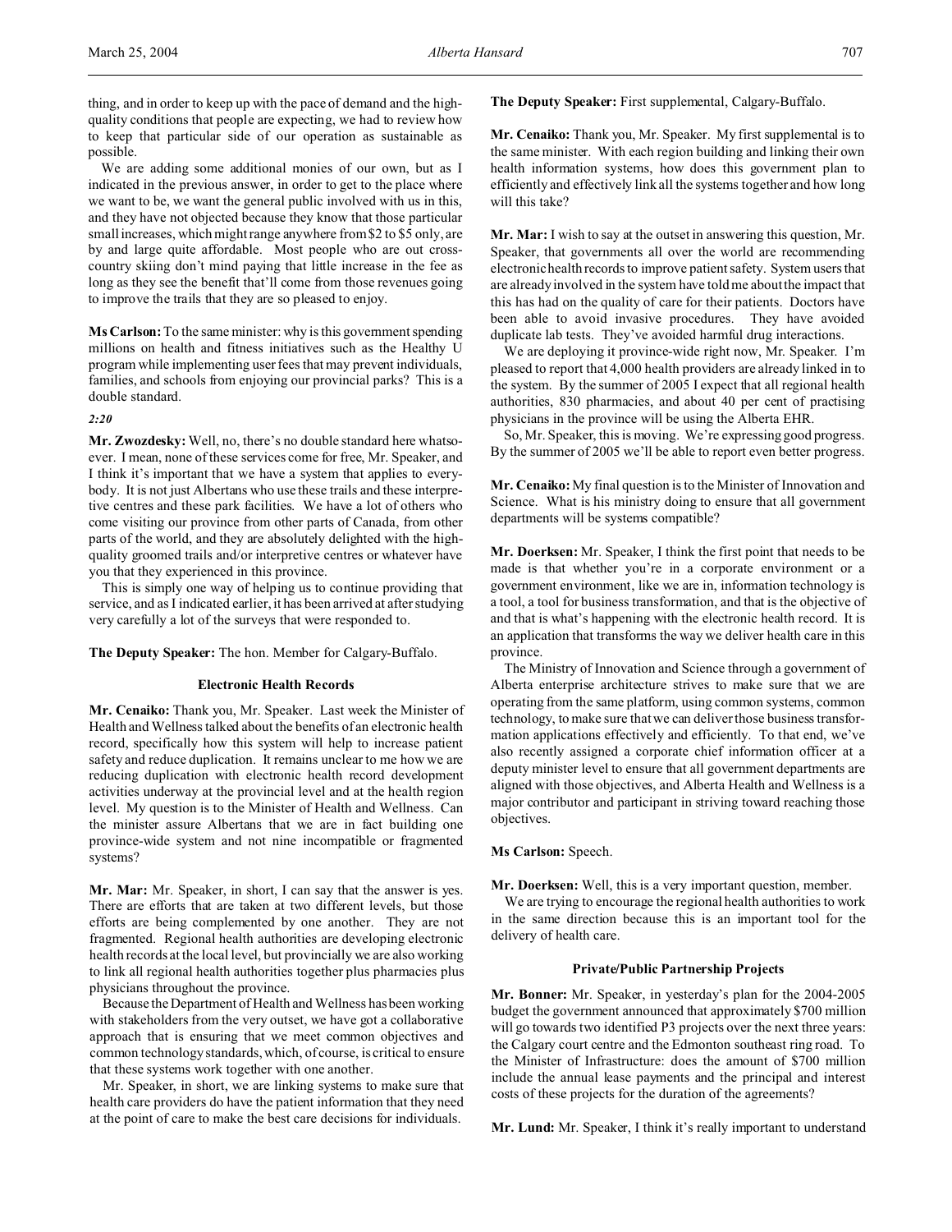thing, and in order to keep up with the pace of demand and the high-quality conditions that people are expecting, we had to review how to keep that particular side of our operation as sustainable as possible.

We are adding some additional monies of our own, but as I indicated in the previous answer, in order to get to the place where we want to be, we want the general public involved with us in this, and they have not objected because they know that those particular small increases, which might range anywhere from $2 to $5 only, are by and large quite affordable. Most people who are out cross-country skiing don't mind paying that little increase in the fee as long as they see the benefit that'll come from those revenues going to improve the trails that they are so pleased to enjoy.

**Ms Carlson:** To the same minister: why is this government spending millions on health and fitness initiatives such as the Healthy U program while implementing user fees that may prevent individuals, families, and schools from enjoying our provincial parks? This is a double standard.

*2:20*

**Mr. Zwozdesky:** Well, no, there's no double standard here whatsoever. I mean, none of these services come for free, Mr. Speaker, and I think it's important that we have a system that applies to everybody. It is not just Albertans who use these trails and these interpretive centres and these park facilities. We have a lot of others who come visiting our province from other parts of Canada, from other parts of the world, and they are absolutely delighted with the high-quality groomed trails and/or interpretive centres or whatever have you that they experienced in this province.

This is simply one way of helping us to continue providing that service, and as I indicated earlier, it has been arrived at after studying very carefully a lot of the surveys that were responded to.

**The Deputy Speaker:** The hon. Member for Calgary-Buffalo.

### Electronic Health Records

**Mr. Cenaiko:** Thank you, Mr. Speaker. Last week the Minister of Health and Wellness talked about the benefits of an electronic health record, specifically how this system will help to increase patient safety and reduce duplication. It remains unclear to me how we are reducing duplication with electronic health record development activities underway at the provincial level and at the health region level. My question is to the Minister of Health and Wellness. Can the minister assure Albertans that we are in fact building one province-wide system and not nine incompatible or fragmented systems?

**Mr. Mar:** Mr. Speaker, in short, I can say that the answer is yes. There are efforts that are taken at two different levels, but those efforts are being complemented by one another. They are not fragmented. Regional health authorities are developing electronic health records at the local level, but provincially we are also working to link all regional health authorities together plus pharmacies plus physicians throughout the province.

Because the Department of Health and Wellness has been working with stakeholders from the very outset, we have got a collaborative approach that is ensuring that we meet common objectives and common technology standards, which, of course, is critical to ensure that these systems work together with one another.

Mr. Speaker, in short, we are linking systems to make sure that health care providers do have the patient information that they need at the point of care to make the best care decisions for individuals.

**The Deputy Speaker:** First supplemental, Calgary-Buffalo.

**Mr. Cenaiko:** Thank you, Mr. Speaker. My first supplemental is to the same minister. With each region building and linking their own health information systems, how does this government plan to efficiently and effectively link all the systems together and how long will this take?

**Mr. Mar:** I wish to say at the outset in answering this question, Mr. Speaker, that governments all over the world are recommending electronic health records to improve patient safety. System users that are already involved in the system have told me about the impact that this has had on the quality of care for their patients. Doctors have been able to avoid invasive procedures. They have avoided duplicate lab tests. They've avoided harmful drug interactions.

We are deploying it province-wide right now, Mr. Speaker. I'm pleased to report that 4,000 health providers are already linked in to the system. By the summer of 2005 I expect that all regional health authorities, 830 pharmacies, and about 40 per cent of practising physicians in the province will be using the Alberta EHR.

So, Mr. Speaker, this is moving. We're expressing good progress. By the summer of 2005 we'll be able to report even better progress.

**Mr. Cenaiko:** My final question is to the Minister of Innovation and Science. What is his ministry doing to ensure that all government departments will be systems compatible?

**Mr. Doerksen:** Mr. Speaker, I think the first point that needs to be made is that whether you're in a corporate environment or a government environment, like we are in, information technology is a tool, a tool for business transformation, and that is the objective of and that is what's happening with the electronic health record. It is an application that transforms the way we deliver health care in this province.

The Ministry of Innovation and Science through a government of Alberta enterprise architecture strives to make sure that we are operating from the same platform, using common systems, common technology, to make sure that we can deliver those business transformation applications effectively and efficiently. To that end, we've also recently assigned a corporate chief information officer at a deputy minister level to ensure that all government departments are aligned with those objectives, and Alberta Health and Wellness is a major contributor and participant in striving toward reaching those objectives.

**Ms Carlson:** Speech.

**Mr. Doerksen:** Well, this is a very important question, member.

We are trying to encourage the regional health authorities to work in the same direction because this is an important tool for the delivery of health care.

### Private/Public Partnership Projects

**Mr. Bonner:** Mr. Speaker, in yesterday's plan for the 2004-2005 budget the government announced that approximately $700 million will go towards two identified P3 projects over the next three years: the Calgary court centre and the Edmonton southeast ring road. To the Minister of Infrastructure: does the amount of $700 million include the annual lease payments and the principal and interest costs of these projects for the duration of the agreements?

**Mr. Lund:** Mr. Speaker, I think it's really important to understand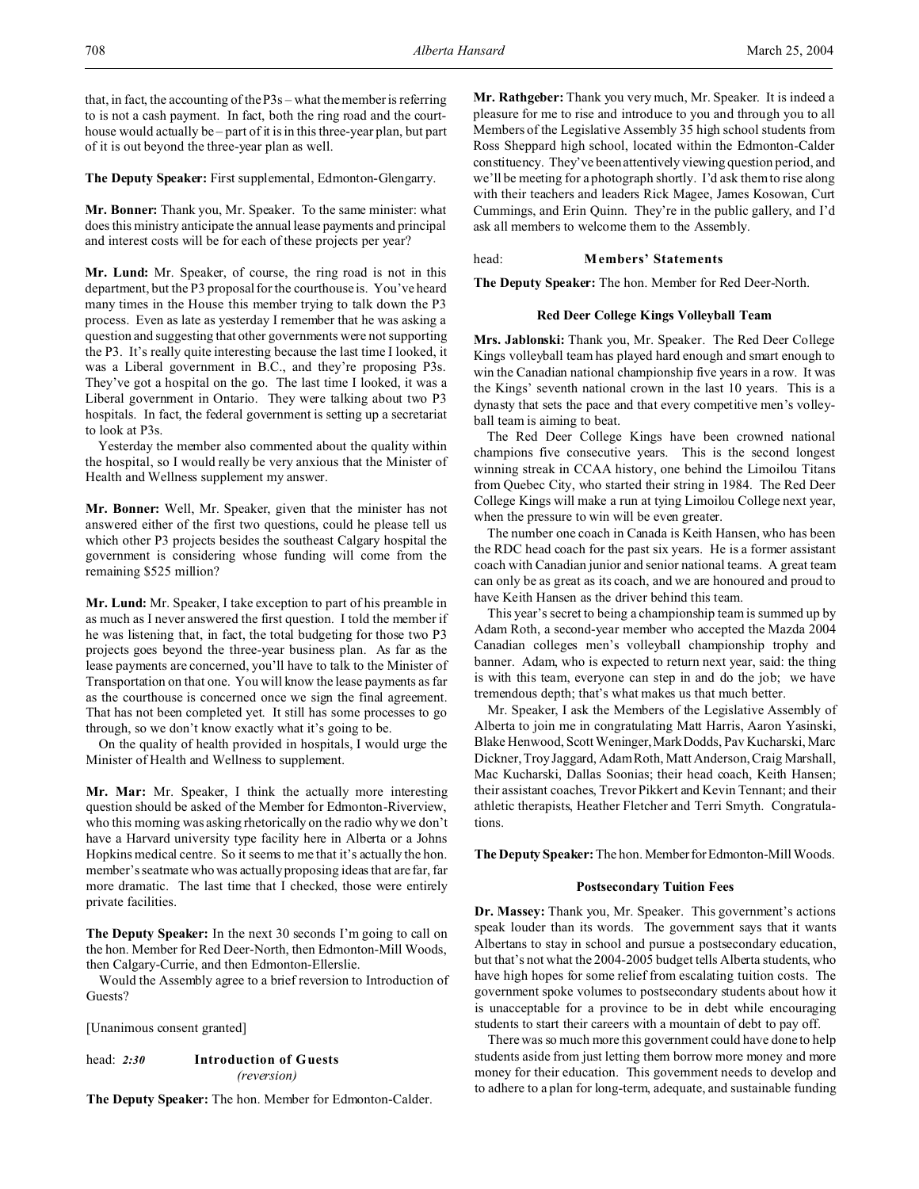that, in fact, the accounting of the P3s – what the member is referring to is not a cash payment. In fact, both the ring road and the courthouse would actually be – part of it is in this three-year plan, but part of it is out beyond the three-year plan as well.

**The Deputy Speaker:** First supplemental, Edmonton-Glengarry.

**Mr. Bonner:** Thank you, Mr. Speaker. To the same minister: what does this ministry anticipate the annual lease payments and principal and interest costs will be for each of these projects per year?

**Mr. Lund:** Mr. Speaker, of course, the ring road is not in this department, but the P3 proposal for the courthouse is. You've heard many times in the House this member trying to talk down the P3 process. Even as late as yesterday I remember that he was asking a question and suggesting that other governments were not supporting the P3. It's really quite interesting because the last time I looked, it was a Liberal government in B.C., and they're proposing P3s. They've got a hospital on the go. The last time I looked, it was a Liberal government in Ontario. They were talking about two P3 hospitals. In fact, the federal government is setting up a secretariat to look at P3s.

Yesterday the member also commented about the quality within the hospital, so I would really be very anxious that the Minister of Health and Wellness supplement my answer.

**Mr. Bonner:** Well, Mr. Speaker, given that the minister has not answered either of the first two questions, could he please tell us which other P3 projects besides the southeast Calgary hospital the government is considering whose funding will come from the remaining $525 million?

**Mr. Lund:** Mr. Speaker, I take exception to part of his preamble in as much as I never answered the first question. I told the member if he was listening that, in fact, the total budgeting for those two P3 projects goes beyond the three-year business plan. As far as the lease payments are concerned, you'll have to talk to the Minister of Transportation on that one. You will know the lease payments as far as the courthouse is concerned once we sign the final agreement. That has not been completed yet. It still has some processes to go through, so we don't know exactly what it's going to be.

On the quality of health provided in hospitals, I would urge the Minister of Health and Wellness to supplement.

**Mr. Mar:** Mr. Speaker, I think the actually more interesting question should be asked of the Member for Edmonton-Riverview, who this morning was asking rhetorically on the radio why we don't have a Harvard university type facility here in Alberta or a Johns Hopkins medical centre. So it seems to me that it's actually the hon. member's seatmate who was actually proposing ideas that are far, far more dramatic. The last time that I checked, those were entirely private facilities.

**The Deputy Speaker:** In the next 30 seconds I'm going to call on the hon. Member for Red Deer-North, then Edmonton-Mill Woods, then Calgary-Currie, and then Edmonton-Ellerslie.

Would the Assembly agree to a brief reversion to Introduction of Guests?

[Unanimous consent granted]

head: *2:30* **Introduction of Guests**
*(reversion)*

**The Deputy Speaker:** The hon. Member for Edmonton-Calder.

**Mr. Rathgeber:** Thank you very much, Mr. Speaker. It is indeed a pleasure for me to rise and introduce to you and through you to all Members of the Legislative Assembly 35 high school students from Ross Sheppard high school, located within the Edmonton-Calder constituency. They've been attentively viewing question period, and we'll be meeting for a photograph shortly. I'd ask them to rise along with their teachers and leaders Rick Magee, James Kosowan, Curt Cummings, and Erin Quinn. They're in the public gallery, and I'd ask all members to welcome them to the Assembly.

head: **Members' Statements**

**The Deputy Speaker:** The hon. Member for Red Deer-North.

### Red Deer College Kings Volleyball Team

**Mrs. Jablonski:** Thank you, Mr. Speaker. The Red Deer College Kings volleyball team has played hard enough and smart enough to win the Canadian national championship five years in a row. It was the Kings' seventh national crown in the last 10 years. This is a dynasty that sets the pace and that every competitive men's volleyball team is aiming to beat.

The Red Deer College Kings have been crowned national champions five consecutive years. This is the second longest winning streak in CCAA history, one behind the Limoilou Titans from Quebec City, who started their string in 1984. The Red Deer College Kings will make a run at tying Limoilou College next year, when the pressure to win will be even greater.

The number one coach in Canada is Keith Hansen, who has been the RDC head coach for the past six years. He is a former assistant coach with Canadian junior and senior national teams. A great team can only be as great as its coach, and we are honoured and proud to have Keith Hansen as the driver behind this team.

This year's secret to being a championship team is summed up by Adam Roth, a second-year member who accepted the Mazda 2004 Canadian colleges men's volleyball championship trophy and banner. Adam, who is expected to return next year, said: the thing is with this team, everyone can step in and do the job; we have tremendous depth; that's what makes us that much better.

Mr. Speaker, I ask the Members of the Legislative Assembly of Alberta to join me in congratulating Matt Harris, Aaron Yasinski, Blake Henwood, Scott Weninger, Mark Dodds, Pav Kucharski, Marc Dickner, Troy Jaggard, Adam Roth, Matt Anderson, Craig Marshall, Mac Kucharski, Dallas Soonias; their head coach, Keith Hansen; their assistant coaches, Trevor Pikkert and Kevin Tennant; and their athletic therapists, Heather Fletcher and Terri Smyth. Congratulations.

**The Deputy Speaker:** The hon. Member for Edmonton-Mill Woods.

### Postsecondary Tuition Fees

**Dr. Massey:** Thank you, Mr. Speaker. This government's actions speak louder than its words. The government says that it wants Albertans to stay in school and pursue a postsecondary education, but that's not what the 2004-2005 budget tells Alberta students, who have high hopes for some relief from escalating tuition costs. The government spoke volumes to postsecondary students about how it is unacceptable for a province to be in debt while encouraging students to start their careers with a mountain of debt to pay off.

There was so much more this government could have done to help students aside from just letting them borrow more money and more money for their education. This government needs to develop and to adhere to a plan for long-term, adequate, and sustainable funding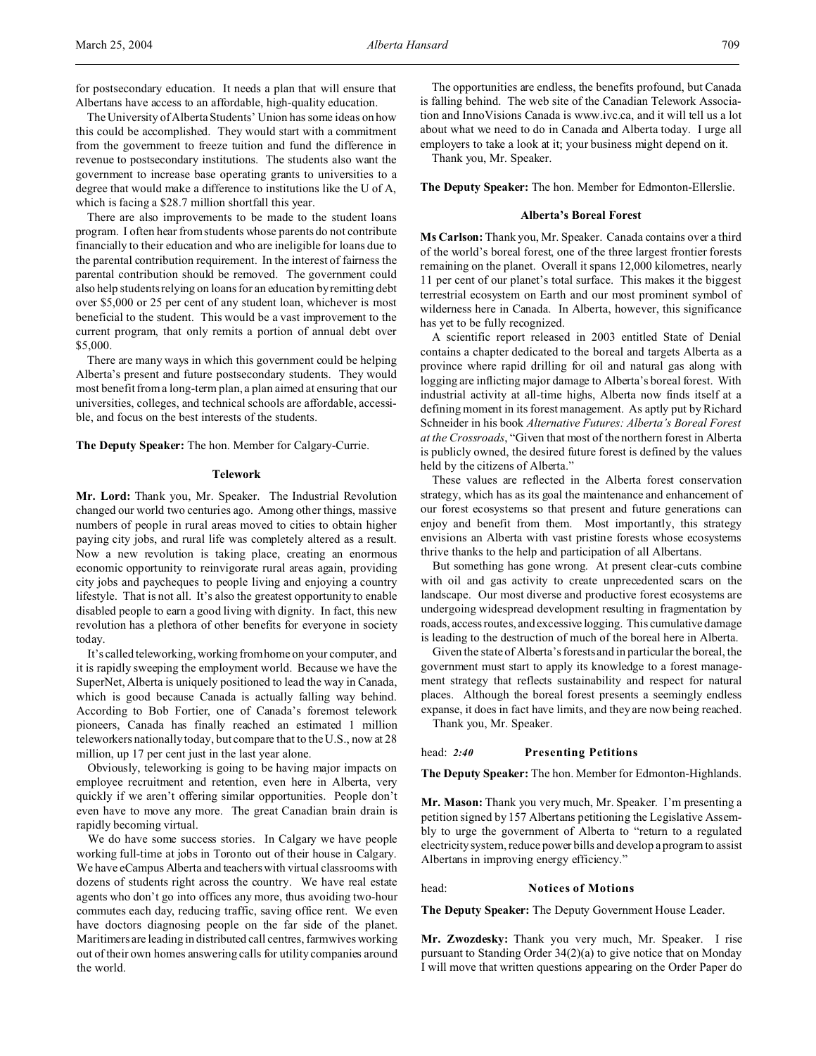for postsecondary education. It needs a plan that will ensure that Albertans have access to an affordable, high-quality education.

The University of Alberta Students' Union has some ideas on how this could be accomplished. They would start with a commitment from the government to freeze tuition and fund the difference in revenue to postsecondary institutions. The students also want the government to increase base operating grants to universities to a degree that would make a difference to institutions like the U of A, which is facing a $28.7 million shortfall this year.

There are also improvements to be made to the student loans program. I often hear from students whose parents do not contribute financially to their education and who are ineligible for loans due to the parental contribution requirement. In the interest of fairness the parental contribution should be removed. The government could also help students relying on loans for an education by remitting debt over $5,000 or 25 per cent of any student loan, whichever is most beneficial to the student. This would be a vast improvement to the current program, that only remits a portion of annual debt over $5,000.

There are many ways in which this government could be helping Alberta's present and future postsecondary students. They would most benefit from a long-term plan, a plan aimed at ensuring that our universities, colleges, and technical schools are affordable, accessible, and focus on the best interests of the students.

**The Deputy Speaker:** The hon. Member for Calgary-Currie.

### Telework

**Mr. Lord:** Thank you, Mr. Speaker. The Industrial Revolution changed our world two centuries ago. Among other things, massive numbers of people in rural areas moved to cities to obtain higher paying city jobs, and rural life was completely altered as a result. Now a new revolution is taking place, creating an enormous economic opportunity to reinvigorate rural areas again, providing city jobs and paycheques to people living and enjoying a country lifestyle. That is not all. It's also the greatest opportunity to enable disabled people to earn a good living with dignity. In fact, this new revolution has a plethora of other benefits for everyone in society today.

It's called teleworking, working from home on your computer, and it is rapidly sweeping the employment world. Because we have the SuperNet, Alberta is uniquely positioned to lead the way in Canada, which is good because Canada is actually falling way behind. According to Bob Fortier, one of Canada's foremost telework pioneers, Canada has finally reached an estimated 1 million teleworkers nationally today, but compare that to the U.S., now at 28 million, up 17 per cent just in the last year alone.

Obviously, teleworking is going to be having major impacts on employee recruitment and retention, even here in Alberta, very quickly if we aren't offering similar opportunities. People don't even have to move any more. The great Canadian brain drain is rapidly becoming virtual.

We do have some success stories. In Calgary we have people working full-time at jobs in Toronto out of their house in Calgary. We have eCampus Alberta and teachers with virtual classrooms with dozens of students right across the country. We have real estate agents who don't go into offices any more, thus avoiding two-hour commutes each day, reducing traffic, saving office rent. We even have doctors diagnosing people on the far side of the planet. Maritimers are leading in distributed call centres, farmwives working out of their own homes answering calls for utility companies around the world.

The opportunities are endless, the benefits profound, but Canada is falling behind. The web site of the Canadian Telework Association and InnoVisions Canada is www.ivc.ca, and it will tell us a lot about what we need to do in Canada and Alberta today. I urge all employers to take a look at it; your business might depend on it.

Thank you, Mr. Speaker.

**The Deputy Speaker:** The hon. Member for Edmonton-Ellerslie.

### Alberta's Boreal Forest

**Ms Carlson:** Thank you, Mr. Speaker. Canada contains over a third of the world's boreal forest, one of the three largest frontier forests remaining on the planet. Overall it spans 12,000 kilometres, nearly 11 per cent of our planet's total surface. This makes it the biggest terrestrial ecosystem on Earth and our most prominent symbol of wilderness here in Canada. In Alberta, however, this significance has yet to be fully recognized.

A scientific report released in 2003 entitled State of Denial contains a chapter dedicated to the boreal and targets Alberta as a province where rapid drilling for oil and natural gas along with logging are inflicting major damage to Alberta's boreal forest. With industrial activity at all-time highs, Alberta now finds itself at a defining moment in its forest management. As aptly put by Richard Schneider in his book *Alternative Futures: Alberta's Boreal Forest at the Crossroads*, "Given that most of the northern forest in Alberta is publicly owned, the desired future forest is defined by the values held by the citizens of Alberta."

These values are reflected in the Alberta forest conservation strategy, which has as its goal the maintenance and enhancement of our forest ecosystems so that present and future generations can enjoy and benefit from them. Most importantly, this strategy envisions an Alberta with vast pristine forests whose ecosystems thrive thanks to the help and participation of all Albertans.

But something has gone wrong. At present clear-cuts combine with oil and gas activity to create unprecedented scars on the landscape. Our most diverse and productive forest ecosystems are undergoing widespread development resulting in fragmentation by roads, access routes, and excessive logging. This cumulative damage is leading to the destruction of much of the boreal here in Alberta.

Given the state of Alberta's forests and in particular the boreal, the government must start to apply its knowledge to a forest management strategy that reflects sustainability and respect for natural places. Although the boreal forest presents a seemingly endless expanse, it does in fact have limits, and they are now being reached.

Thank you, Mr. Speaker.

head: *2:40* **Presenting Petitions**

**The Deputy Speaker:** The hon. Member for Edmonton-Highlands.

**Mr. Mason:** Thank you very much, Mr. Speaker. I'm presenting a petition signed by 157 Albertans petitioning the Legislative Assembly to urge the government of Alberta to "return to a regulated electricity system, reduce power bills and develop a program to assist Albertans in improving energy efficiency."

head: **Notices of Motions**

**The Deputy Speaker:** The Deputy Government House Leader.

**Mr. Zwozdesky:** Thank you very much, Mr. Speaker. I rise pursuant to Standing Order 34(2)(a) to give notice that on Monday I will move that written questions appearing on the Order Paper do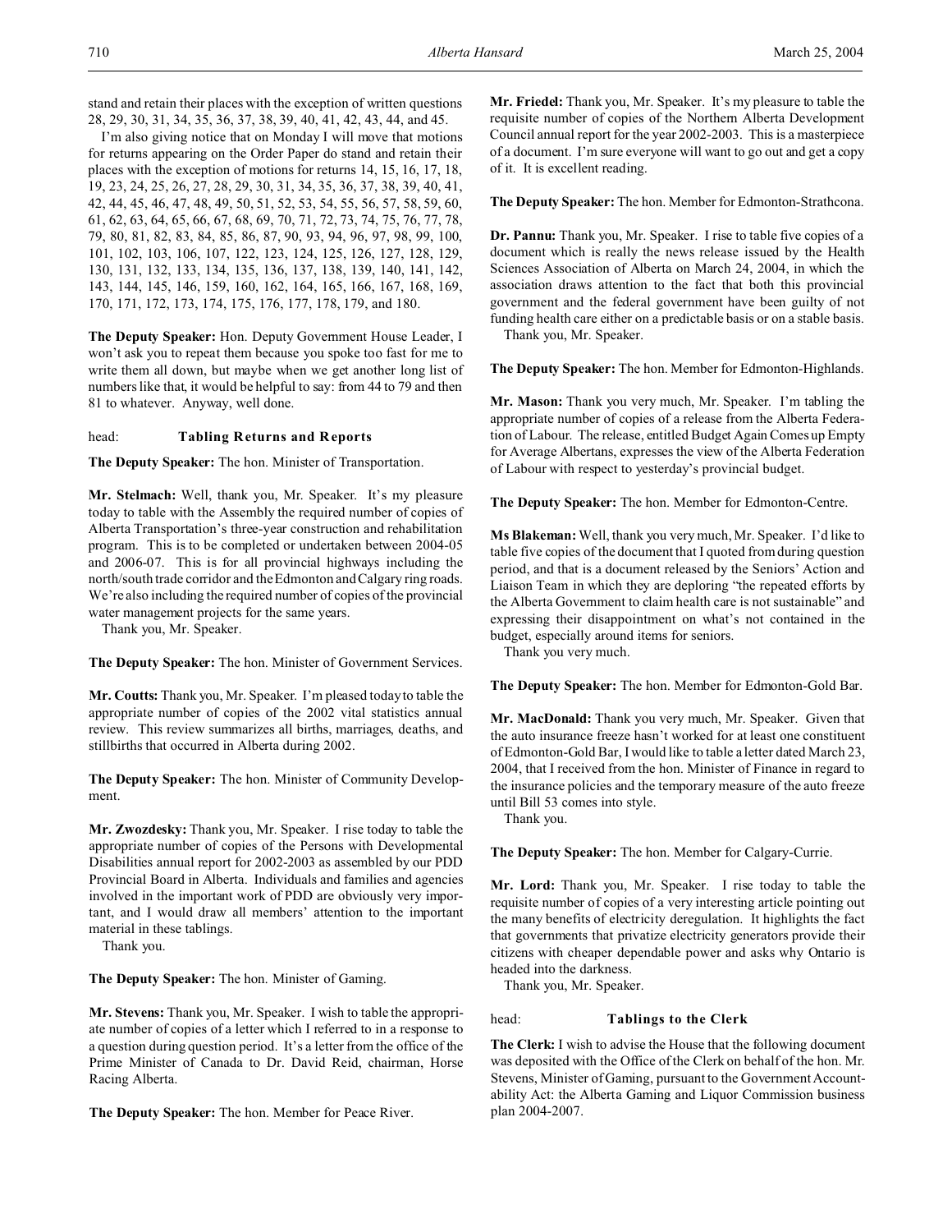stand and retain their places with the exception of written questions 28, 29, 30, 31, 34, 35, 36, 37, 38, 39, 40, 41, 42, 43, 44, and 45.

I'm also giving notice that on Monday I will move that motions for returns appearing on the Order Paper do stand and retain their places with the exception of motions for returns 14, 15, 16, 17, 18, 19, 23, 24, 25, 26, 27, 28, 29, 30, 31, 34, 35, 36, 37, 38, 39, 40, 41, 42, 44, 45, 46, 47, 48, 49, 50, 51, 52, 53, 54, 55, 56, 57, 58, 59, 60, 61, 62, 63, 64, 65, 66, 67, 68, 69, 70, 71, 72, 73, 74, 75, 76, 77, 78, 79, 80, 81, 82, 83, 84, 85, 86, 87, 90, 93, 94, 96, 97, 98, 99, 100, 101, 102, 103, 106, 107, 122, 123, 124, 125, 126, 127, 128, 129, 130, 131, 132, 133, 134, 135, 136, 137, 138, 139, 140, 141, 142, 143, 144, 145, 146, 159, 160, 162, 164, 165, 166, 167, 168, 169, 170, 171, 172, 173, 174, 175, 176, 177, 178, 179, and 180.

**The Deputy Speaker:** Hon. Deputy Government House Leader, I won't ask you to repeat them because you spoke too fast for me to write them all down, but maybe when we get another long list of numbers like that, it would be helpful to say: from 44 to 79 and then 81 to whatever. Anyway, well done.

## head: Tabling Returns and Reports

**The Deputy Speaker:** The hon. Minister of Transportation.

**Mr. Stelmach:** Well, thank you, Mr. Speaker. It's my pleasure today to table with the Assembly the required number of copies of Alberta Transportation's three-year construction and rehabilitation program. This is to be completed or undertaken between 2004-05 and 2006-07. This is for all provincial highways including the north/south trade corridor and the Edmonton and Calgary ring roads. We're also including the required number of copies of the provincial water management projects for the same years.

Thank you, Mr. Speaker.

**The Deputy Speaker:** The hon. Minister of Government Services.

**Mr. Coutts:** Thank you, Mr. Speaker. I'm pleased today to table the appropriate number of copies of the 2002 vital statistics annual review. This review summarizes all births, marriages, deaths, and stillbirths that occurred in Alberta during 2002.

**The Deputy Speaker:** The hon. Minister of Community Development.

**Mr. Zwozdesky:** Thank you, Mr. Speaker. I rise today to table the appropriate number of copies of the Persons with Developmental Disabilities annual report for 2002-2003 as assembled by our PDD Provincial Board in Alberta. Individuals and families and agencies involved in the important work of PDD are obviously very important, and I would draw all members' attention to the important material in these tablings.

Thank you.

**The Deputy Speaker:** The hon. Minister of Gaming.

**Mr. Stevens:** Thank you, Mr. Speaker. I wish to table the appropriate number of copies of a letter which I referred to in a response to a question during question period. It's a letter from the office of the Prime Minister of Canada to Dr. David Reid, chairman, Horse Racing Alberta.

**The Deputy Speaker:** The hon. Member for Peace River.

**Mr. Friedel:** Thank you, Mr. Speaker. It's my pleasure to table the requisite number of copies of the Northern Alberta Development Council annual report for the year 2002-2003. This is a masterpiece of a document. I'm sure everyone will want to go out and get a copy of it. It is excellent reading.

**The Deputy Speaker:** The hon. Member for Edmonton-Strathcona.

**Dr. Pannu:** Thank you, Mr. Speaker. I rise to table five copies of a document which is really the news release issued by the Health Sciences Association of Alberta on March 24, 2004, in which the association draws attention to the fact that both this provincial government and the federal government have been guilty of not funding health care either on a predictable basis or on a stable basis.

Thank you, Mr. Speaker.

**The Deputy Speaker:** The hon. Member for Edmonton-Highlands.

**Mr. Mason:** Thank you very much, Mr. Speaker. I'm tabling the appropriate number of copies of a release from the Alberta Federation of Labour. The release, entitled Budget Again Comes up Empty for Average Albertans, expresses the view of the Alberta Federation of Labour with respect to yesterday's provincial budget.

**The Deputy Speaker:** The hon. Member for Edmonton-Centre.

**Ms Blakeman:** Well, thank you very much, Mr. Speaker. I'd like to table five copies of the document that I quoted from during question period, and that is a document released by the Seniors' Action and Liaison Team in which they are deploring "the repeated efforts by the Alberta Government to claim health care is not sustainable" and expressing their disappointment on what's not contained in the budget, especially around items for seniors.

Thank you very much.

**The Deputy Speaker:** The hon. Member for Edmonton-Gold Bar.

**Mr. MacDonald:** Thank you very much, Mr. Speaker. Given that the auto insurance freeze hasn't worked for at least one constituent of Edmonton-Gold Bar, I would like to table a letter dated March 23, 2004, that I received from the hon. Minister of Finance in regard to the insurance policies and the temporary measure of the auto freeze until Bill 53 comes into style.

Thank you.

**The Deputy Speaker:** The hon. Member for Calgary-Currie.

**Mr. Lord:** Thank you, Mr. Speaker. I rise today to table the requisite number of copies of a very interesting article pointing out the many benefits of electricity deregulation. It highlights the fact that governments that privatize electricity generators provide their citizens with cheaper dependable power and asks why Ontario is headed into the darkness.

Thank you, Mr. Speaker.

## head: Tablings to the Clerk

**The Clerk:** I wish to advise the House that the following document was deposited with the Office of the Clerk on behalf of the hon. Mr. Stevens, Minister of Gaming, pursuant to the Government Accountability Act: the Alberta Gaming and Liquor Commission business plan 2004-2007.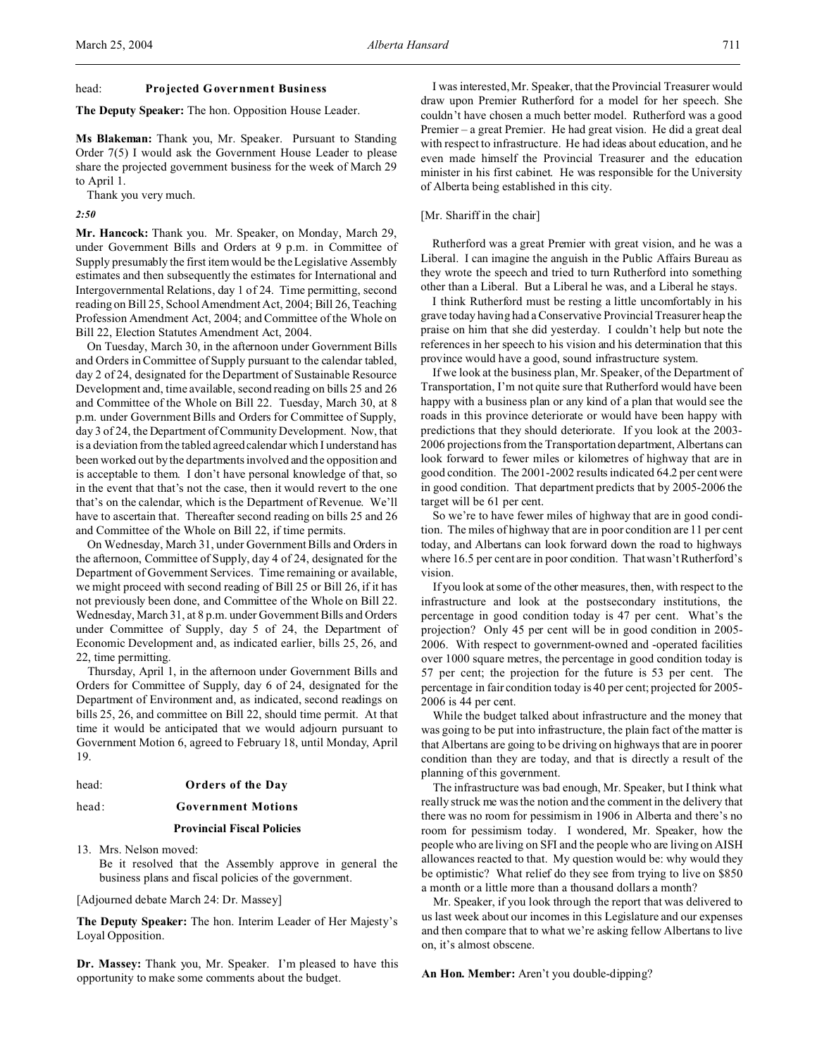head: **Projected Government Business**

**The Deputy Speaker:** The hon. Opposition House Leader.

**Ms Blakeman:** Thank you, Mr. Speaker. Pursuant to Standing Order 7(5) I would ask the Government House Leader to please share the projected government business for the week of March 29 to April 1.

Thank you very much.

*2:50*

**Mr. Hancock:** Thank you. Mr. Speaker, on Monday, March 29, under Government Bills and Orders at 9 p.m. in Committee of Supply presumably the first item would be the Legislative Assembly estimates and then subsequently the estimates for International and Intergovernmental Relations, day 1 of 24. Time permitting, second reading on Bill 25, School Amendment Act, 2004; Bill 26, Teaching Profession Amendment Act, 2004; and Committee of the Whole on Bill 22, Election Statutes Amendment Act, 2004.

On Tuesday, March 30, in the afternoon under Government Bills and Orders in Committee of Supply pursuant to the calendar tabled, day 2 of 24, designated for the Department of Sustainable Resource Development and, time available, second reading on bills 25 and 26 and Committee of the Whole on Bill 22. Tuesday, March 30, at 8 p.m. under Government Bills and Orders for Committee of Supply, day 3 of 24, the Department of Community Development. Now, that is a deviation from the tabled agreed calendar which I understand has been worked out by the departments involved and the opposition and is acceptable to them. I don't have personal knowledge of that, so in the event that that's not the case, then it would revert to the one that's on the calendar, which is the Department of Revenue. We'll have to ascertain that. Thereafter second reading on bills 25 and 26 and Committee of the Whole on Bill 22, if time permits.

On Wednesday, March 31, under Government Bills and Orders in the afternoon, Committee of Supply, day 4 of 24, designated for the Department of Government Services. Time remaining or available, we might proceed with second reading of Bill 25 or Bill 26, if it has not previously been done, and Committee of the Whole on Bill 22. Wednesday, March 31, at 8 p.m. under Government Bills and Orders under Committee of Supply, day 5 of 24, the Department of Economic Development and, as indicated earlier, bills 25, 26, and 22, time permitting.

Thursday, April 1, in the afternoon under Government Bills and Orders for Committee of Supply, day 6 of 24, designated for the Department of Environment and, as indicated, second readings on bills 25, 26, and committee on Bill 22, should time permit. At that time it would be anticipated that we would adjourn pursuant to Government Motion 6, agreed to February 18, until Monday, April 19.

head: **Orders of the Day**

head: **Government Motions**

**Provincial Fiscal Policies**

13. Mrs. Nelson moved:
Be it resolved that the Assembly approve in general the business plans and fiscal policies of the government.

[Adjourned debate March 24: Dr. Massey]

**The Deputy Speaker:** The hon. Interim Leader of Her Majesty's Loyal Opposition.

**Dr. Massey:** Thank you, Mr. Speaker. I'm pleased to have this opportunity to make some comments about the budget.

I was interested, Mr. Speaker, that the Provincial Treasurer would draw upon Premier Rutherford for a model for her speech. She couldn't have chosen a much better model. Rutherford was a good Premier – a great Premier. He had great vision. He did a great deal with respect to infrastructure. He had ideas about education, and he even made himself the Provincial Treasurer and the education minister in his first cabinet. He was responsible for the University of Alberta being established in this city.

[Mr. Shariff in the chair]

Rutherford was a great Premier with great vision, and he was a Liberal. I can imagine the anguish in the Public Affairs Bureau as they wrote the speech and tried to turn Rutherford into something other than a Liberal. But a Liberal he was, and a Liberal he stays.

I think Rutherford must be resting a little uncomfortably in his grave today having had a Conservative Provincial Treasurer heap the praise on him that she did yesterday. I couldn't help but note the references in her speech to his vision and his determination that this province would have a good, sound infrastructure system.

If we look at the business plan, Mr. Speaker, of the Department of Transportation, I'm not quite sure that Rutherford would have been happy with a business plan or any kind of a plan that would see the roads in this province deteriorate or would have been happy with predictions that they should deteriorate. If you look at the 2003-2006 projections from the Transportation department, Albertans can look forward to fewer miles or kilometres of highway that are in good condition. The 2001-2002 results indicated 64.2 per cent were in good condition. That department predicts that by 2005-2006 the target will be 61 per cent.

So we're to have fewer miles of highway that are in good condition. The miles of highway that are in poor condition are 11 per cent today, and Albertans can look forward down the road to highways where 16.5 per cent are in poor condition. That wasn't Rutherford's vision.

If you look at some of the other measures, then, with respect to the infrastructure and look at the postsecondary institutions, the percentage in good condition today is 47 per cent. What's the projection? Only 45 per cent will be in good condition in 2005-2006. With respect to government-owned and -operated facilities over 1000 square metres, the percentage in good condition today is 57 per cent; the projection for the future is 53 per cent. The percentage in fair condition today is 40 per cent; projected for 2005-2006 is 44 per cent.

While the budget talked about infrastructure and the money that was going to be put into infrastructure, the plain fact of the matter is that Albertans are going to be driving on highways that are in poorer condition than they are today, and that is directly a result of the planning of this government.

The infrastructure was bad enough, Mr. Speaker, but I think what really struck me was the notion and the comment in the delivery that there was no room for pessimism in 1906 in Alberta and there's no room for pessimism today. I wondered, Mr. Speaker, how the people who are living on SFI and the people who are living on AISH allowances reacted to that. My question would be: why would they be optimistic? What relief do they see from trying to live on $850 a month or a little more than a thousand dollars a month?

Mr. Speaker, if you look through the report that was delivered to us last week about our incomes in this Legislature and our expenses and then compare that to what we're asking fellow Albertans to live on, it's almost obscene.

**An Hon. Member:** Aren't you double-dipping?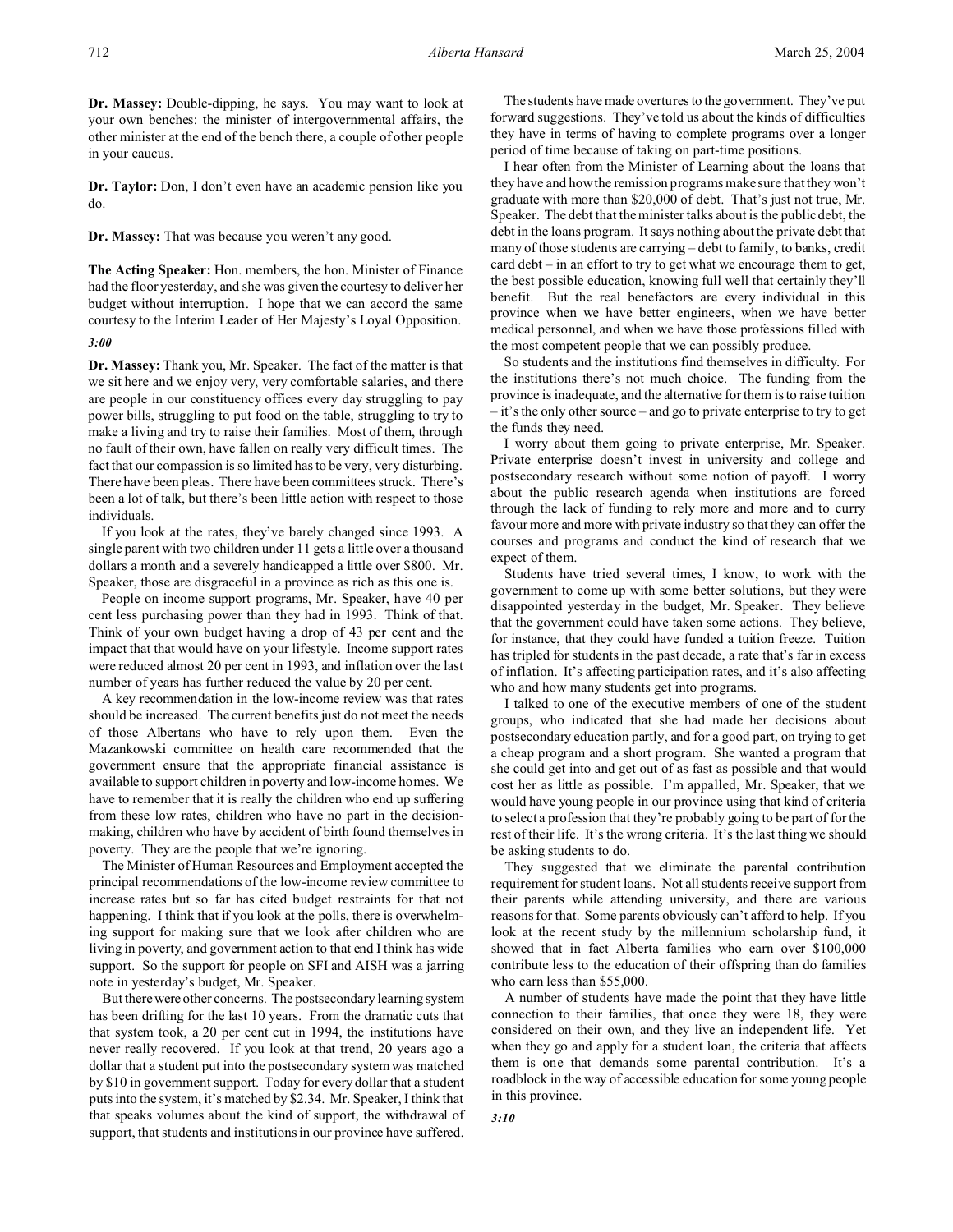**Dr. Massey:** Double-dipping, he says. You may want to look at your own benches: the minister of intergovernmental affairs, the other minister at the end of the bench there, a couple of other people in your caucus.

**Dr. Taylor:** Don, I don't even have an academic pension like you do.

**Dr. Massey:** That was because you weren't any good.

**The Acting Speaker:** Hon. members, the hon. Minister of Finance had the floor yesterday, and she was given the courtesy to deliver her budget without interruption. I hope that we can accord the same courtesy to the Interim Leader of Her Majesty's Loyal Opposition.

*3:00*

**Dr. Massey:** Thank you, Mr. Speaker. The fact of the matter is that we sit here and we enjoy very, very comfortable salaries, and there are people in our constituency offices every day struggling to pay power bills, struggling to put food on the table, struggling to try to make a living and try to raise their families. Most of them, through no fault of their own, have fallen on really very difficult times. The fact that our compassion is so limited has to be very, very disturbing. There have been pleas. There have been committees struck. There's been a lot of talk, but there's been little action with respect to those individuals.

If you look at the rates, they've barely changed since 1993. A single parent with two children under 11 gets a little over a thousand dollars a month and a severely handicapped a little over $800. Mr. Speaker, those are disgraceful in a province as rich as this one is.

People on income support programs, Mr. Speaker, have 40 per cent less purchasing power than they had in 1993. Think of that. Think of your own budget having a drop of 43 per cent and the impact that that would have on your lifestyle. Income support rates were reduced almost 20 per cent in 1993, and inflation over the last number of years has further reduced the value by 20 per cent.

A key recommendation in the low-income review was that rates should be increased. The current benefits just do not meet the needs of those Albertans who have to rely upon them. Even the Mazankowski committee on health care recommended that the government ensure that the appropriate financial assistance is available to support children in poverty and low-income homes. We have to remember that it is really the children who end up suffering from these low rates, children who have no part in the decision-making, children who have by accident of birth found themselves in poverty. They are the people that we're ignoring.

The Minister of Human Resources and Employment accepted the principal recommendations of the low-income review committee to increase rates but so far has cited budget restraints for that not happening. I think that if you look at the polls, there is overwhelming support for making sure that we look after children who are living in poverty, and government action to that end I think has wide support. So the support for people on SFI and AISH was a jarring note in yesterday's budget, Mr. Speaker.

But there were other concerns. The postsecondary learning system has been drifting for the last 10 years. From the dramatic cuts that that system took, a 20 per cent cut in 1994, the institutions have never really recovered. If you look at that trend, 20 years ago a dollar that a student put into the postsecondary system was matched by $10 in government support. Today for every dollar that a student puts into the system, it's matched by $2.34. Mr. Speaker, I think that that speaks volumes about the kind of support, the withdrawal of support, that students and institutions in our province have suffered.

The students have made overtures to the government. They've put forward suggestions. They've told us about the kinds of difficulties they have in terms of having to complete programs over a longer period of time because of taking on part-time positions.

I hear often from the Minister of Learning about the loans that they have and how the remission programs make sure that they won't graduate with more than $20,000 of debt. That's just not true, Mr. Speaker. The debt that the minister talks about is the public debt, the debt in the loans program. It says nothing about the private debt that many of those students are carrying – debt to family, to banks, credit card debt – in an effort to try to get what we encourage them to get, the best possible education, knowing full well that certainly they'll benefit. But the real benefactors are every individual in this province when we have better engineers, when we have better medical personnel, and when we have those professions filled with the most competent people that we can possibly produce.

So students and the institutions find themselves in difficulty. For the institutions there's not much choice. The funding from the province is inadequate, and the alternative for them is to raise tuition – it's the only other source – and go to private enterprise to try to get the funds they need.

I worry about them going to private enterprise, Mr. Speaker. Private enterprise doesn't invest in university and college and postsecondary research without some notion of payoff. I worry about the public research agenda when institutions are forced through the lack of funding to rely more and more and to curry favour more and more with private industry so that they can offer the courses and programs and conduct the kind of research that we expect of them.

Students have tried several times, I know, to work with the government to come up with some better solutions, but they were disappointed yesterday in the budget, Mr. Speaker. They believe that the government could have taken some actions. They believe, for instance, that they could have funded a tuition freeze. Tuition has tripled for students in the past decade, a rate that's far in excess of inflation. It's affecting participation rates, and it's also affecting who and how many students get into programs.

I talked to one of the executive members of one of the student groups, who indicated that she had made her decisions about postsecondary education partly, and for a good part, on trying to get a cheap program and a short program. She wanted a program that she could get into and get out of as fast as possible and that would cost her as little as possible. I'm appalled, Mr. Speaker, that we would have young people in our province using that kind of criteria to select a profession that they're probably going to be part of for the rest of their life. It's the wrong criteria. It's the last thing we should be asking students to do.

They suggested that we eliminate the parental contribution requirement for student loans. Not all students receive support from their parents while attending university, and there are various reasons for that. Some parents obviously can't afford to help. If you look at the recent study by the millennium scholarship fund, it showed that in fact Alberta families who earn over $100,000 contribute less to the education of their offspring than do families who earn less than $55,000.

A number of students have made the point that they have little connection to their families, that once they were 18, they were considered on their own, and they live an independent life. Yet when they go and apply for a student loan, the criteria that affects them is one that demands some parental contribution. It's a roadblock in the way of accessible education for some young people in this province.

*3:10*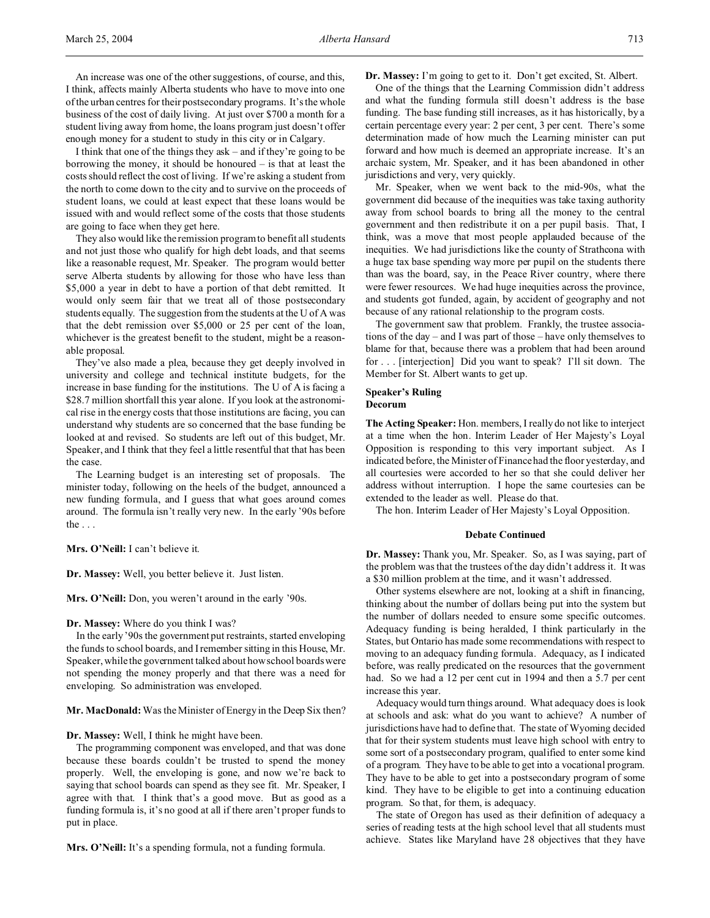An increase was one of the other suggestions, of course, and this, I think, affects mainly Alberta students who have to move into one of the urban centres for their postsecondary programs. It's the whole business of the cost of daily living. At just over $700 a month for a student living away from home, the loans program just doesn't offer enough money for a student to study in this city or in Calgary.

I think that one of the things they ask – and if they're going to be borrowing the money, it should be honoured – is that at least the costs should reflect the cost of living. If we're asking a student from the north to come down to the city and to survive on the proceeds of student loans, we could at least expect that these loans would be issued with and would reflect some of the costs that those students are going to face when they get here.

They also would like the remission program to benefit all students and not just those who qualify for high debt loads, and that seems like a reasonable request, Mr. Speaker. The program would better serve Alberta students by allowing for those who have less than $5,000 a year in debt to have a portion of that debt remitted. It would only seem fair that we treat all of those postsecondary students equally. The suggestion from the students at the U of A was that the debt remission over $5,000 or 25 per cent of the loan, whichever is the greatest benefit to the student, might be a reasonable proposal.

They've also made a plea, because they get deeply involved in university and college and technical institute budgets, for the increase in base funding for the institutions. The U of A is facing a $28.7 million shortfall this year alone. If you look at the astronomical rise in the energy costs that those institutions are facing, you can understand why students are so concerned that the base funding be looked at and revised. So students are left out of this budget, Mr. Speaker, and I think that they feel a little resentful that that has been the case.

The Learning budget is an interesting set of proposals. The minister today, following on the heels of the budget, announced a new funding formula, and I guess that what goes around comes around. The formula isn't really very new. In the early '90s before the . . .

**Mrs. O'Neill:** I can't believe it.

**Dr. Massey:** Well, you better believe it. Just listen.

**Mrs. O'Neill:** Don, you weren't around in the early '90s.

**Dr. Massey:** Where do you think I was?

In the early '90s the government put restraints, started enveloping the funds to school boards, and I remember sitting in this House, Mr. Speaker, while the government talked about how school boards were not spending the money properly and that there was a need for enveloping. So administration was enveloped.

**Mr. MacDonald:** Was the Minister of Energy in the Deep Six then?

**Dr. Massey:** Well, I think he might have been.

The programming component was enveloped, and that was done because these boards couldn't be trusted to spend the money properly. Well, the enveloping is gone, and now we're back to saying that school boards can spend as they see fit. Mr. Speaker, I agree with that. I think that's a good move. But as good as a funding formula is, it's no good at all if there aren't proper funds to put in place.

**Mrs. O'Neill:** It's a spending formula, not a funding formula.

**Dr. Massey:** I'm going to get to it. Don't get excited, St. Albert.

One of the things that the Learning Commission didn't address and what the funding formula still doesn't address is the base funding. The base funding still increases, as it has historically, by a certain percentage every year: 2 per cent, 3 per cent. There's some determination made of how much the Learning minister can put forward and how much is deemed an appropriate increase. It's an archaic system, Mr. Speaker, and it has been abandoned in other jurisdictions and very, very quickly.

Mr. Speaker, when we went back to the mid-90s, what the government did because of the inequities was take taxing authority away from school boards to bring all the money to the central government and then redistribute it on a per pupil basis. That, I think, was a move that most people applauded because of the inequities. We had jurisdictions like the county of Strathcona with a huge tax base spending way more per pupil on the students there than was the board, say, in the Peace River country, where there were fewer resources. We had huge inequities across the province, and students got funded, again, by accident of geography and not because of any rational relationship to the program costs.

The government saw that problem. Frankly, the trustee associations of the day – and I was part of those – have only themselves to blame for that, because there was a problem that had been around for . . . [interjection] Did you want to speak? I'll sit down. The Member for St. Albert wants to get up.

### Speaker's Ruling
### Decorum

**The Acting Speaker:** Hon. members, I really do not like to interject at a time when the hon. Interim Leader of Her Majesty's Loyal Opposition is responding to this very important subject. As I indicated before, the Minister of Finance had the floor yesterday, and all courtesies were accorded to her so that she could deliver her address without interruption. I hope the same courtesies can be extended to the leader as well. Please do that.

The hon. Interim Leader of Her Majesty's Loyal Opposition.

### Debate Continued

**Dr. Massey:** Thank you, Mr. Speaker. So, as I was saying, part of the problem was that the trustees of the day didn't address it. It was a $30 million problem at the time, and it wasn't addressed.

Other systems elsewhere are not, looking at a shift in financing, thinking about the number of dollars being put into the system but the number of dollars needed to ensure some specific outcomes. Adequacy funding is being heralded, I think particularly in the States, but Ontario has made some recommendations with respect to moving to an adequacy funding formula. Adequacy, as I indicated before, was really predicated on the resources that the government had. So we had a 12 per cent cut in 1994 and then a 5.7 per cent increase this year.

Adequacy would turn things around. What adequacy does is look at schools and ask: what do you want to achieve? A number of jurisdictions have had to define that. The state of Wyoming decided that for their system students must leave high school with entry to some sort of a postsecondary program, qualified to enter some kind of a program. They have to be able to get into a vocational program. They have to be able to get into a postsecondary program of some kind. They have to be eligible to get into a continuing education program. So that, for them, is adequacy.

The state of Oregon has used as their definition of adequacy a series of reading tests at the high school level that all students must achieve. States like Maryland have 28 objectives that they have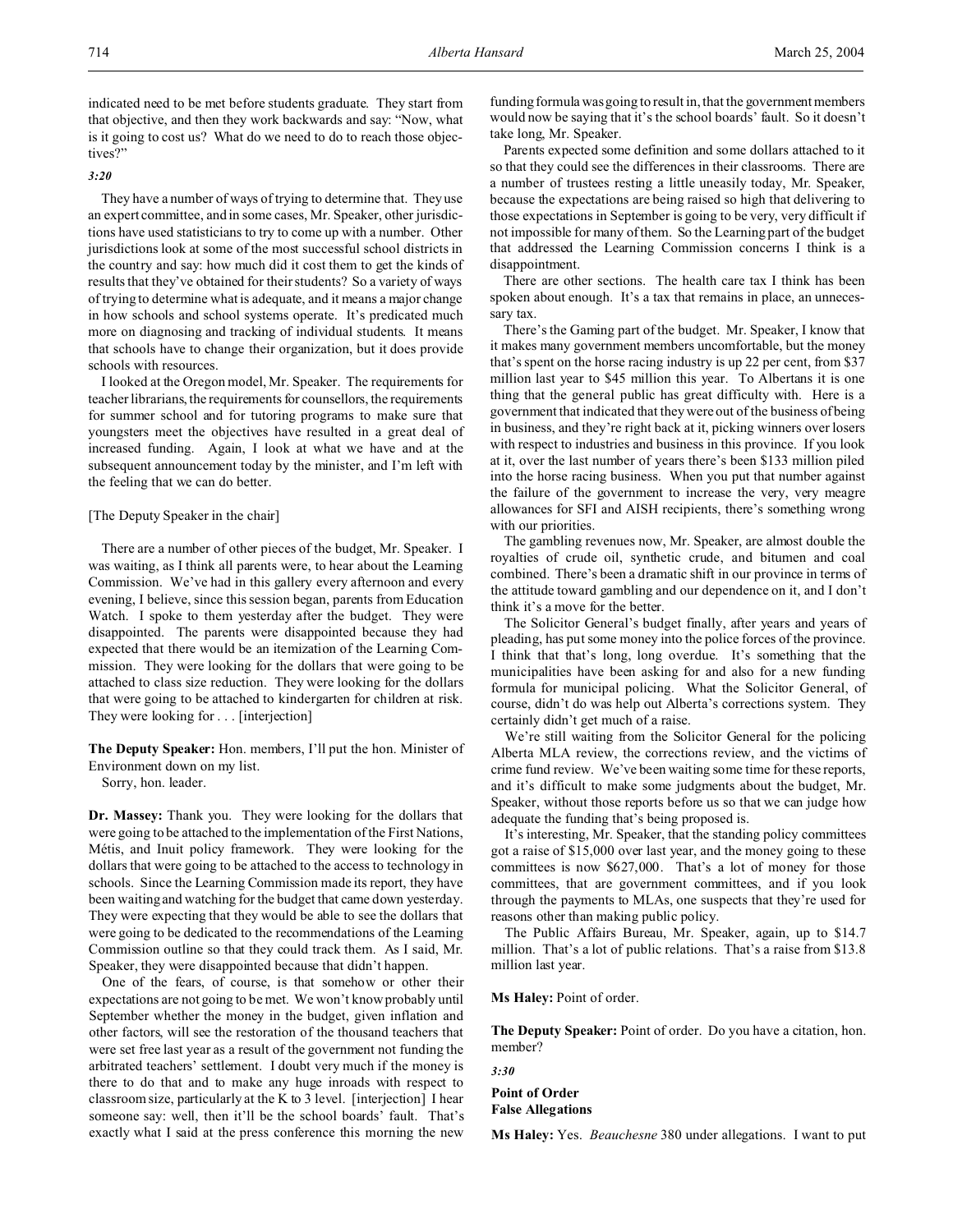indicated need to be met before students graduate. They start from that objective, and then they work backwards and say: "Now, what is it going to cost us? What do we need to do to reach those objectives?"

*3:20*

They have a number of ways of trying to determine that. They use an expert committee, and in some cases, Mr. Speaker, other jurisdictions have used statisticians to try to come up with a number. Other jurisdictions look at some of the most successful school districts in the country and say: how much did it cost them to get the kinds of results that they've obtained for their students? So a variety of ways of trying to determine what is adequate, and it means a major change in how schools and school systems operate. It's predicated much more on diagnosing and tracking of individual students. It means that schools have to change their organization, but it does provide schools with resources.

I looked at the Oregon model, Mr. Speaker. The requirements for teacher librarians, the requirements for counsellors, the requirements for summer school and for tutoring programs to make sure that youngsters meet the objectives have resulted in a great deal of increased funding. Again, I look at what we have and at the subsequent announcement today by the minister, and I'm left with the feeling that we can do better.

[The Deputy Speaker in the chair]

There are a number of other pieces of the budget, Mr. Speaker. I was waiting, as I think all parents were, to hear about the Learning Commission. We've had in this gallery every afternoon and every evening, I believe, since this session began, parents from Education Watch. I spoke to them yesterday after the budget. They were disappointed. The parents were disappointed because they had expected that there would be an itemization of the Learning Commission. They were looking for the dollars that were going to be attached to class size reduction. They were looking for the dollars that were going to be attached to kindergarten for children at risk. They were looking for . . . [interjection]

**The Deputy Speaker:** Hon. members, I'll put the hon. Minister of Environment down on my list.

Sorry, hon. leader.

**Dr. Massey:** Thank you. They were looking for the dollars that were going to be attached to the implementation of the First Nations, Métis, and Inuit policy framework. They were looking for the dollars that were going to be attached to the access to technology in schools. Since the Learning Commission made its report, they have been waiting and watching for the budget that came down yesterday. They were expecting that they would be able to see the dollars that were going to be dedicated to the recommendations of the Learning Commission outline so that they could track them. As I said, Mr. Speaker, they were disappointed because that didn't happen.

One of the fears, of course, is that somehow or other their expectations are not going to be met. We won't know probably until September whether the money in the budget, given inflation and other factors, will see the restoration of the thousand teachers that were set free last year as a result of the government not funding the arbitrated teachers' settlement. I doubt very much if the money is there to do that and to make any huge inroads with respect to classroom size, particularly at the K to 3 level. [interjection] I hear someone say: well, then it'll be the school boards' fault. That's exactly what I said at the press conference this morning the new funding formula was going to result in, that the government members would now be saying that it's the school boards' fault. So it doesn't take long, Mr. Speaker.

Parents expected some definition and some dollars attached to it so that they could see the differences in their classrooms. There are a number of trustees resting a little uneasily today, Mr. Speaker, because the expectations are being raised so high that delivering to those expectations in September is going to be very, very difficult if not impossible for many of them. So the Learning part of the budget that addressed the Learning Commission concerns I think is a disappointment.

There are other sections. The health care tax I think has been spoken about enough. It's a tax that remains in place, an unnecessary tax.

There's the Gaming part of the budget. Mr. Speaker, I know that it makes many government members uncomfortable, but the money that's spent on the horse racing industry is up 22 per cent, from $37 million last year to $45 million this year. To Albertans it is one thing that the general public has great difficulty with. Here is a government that indicated that they were out of the business of being in business, and they're right back at it, picking winners over losers with respect to industries and business in this province. If you look at it, over the last number of years there's been $133 million piled into the horse racing business. When you put that number against the failure of the government to increase the very, very meagre allowances for SFI and AISH recipients, there's something wrong with our priorities.

The gambling revenues now, Mr. Speaker, are almost double the royalties of crude oil, synthetic crude, and bitumen and coal combined. There's been a dramatic shift in our province in terms of the attitude toward gambling and our dependence on it, and I don't think it's a move for the better.

The Solicitor General's budget finally, after years and years of pleading, has put some money into the police forces of the province. I think that that's long, long overdue. It's something that the municipalities have been asking for and also for a new funding formula for municipal policing. What the Solicitor General, of course, didn't do was help out Alberta's corrections system. They certainly didn't get much of a raise.

We're still waiting from the Solicitor General for the policing Alberta MLA review, the corrections review, and the victims of crime fund review. We've been waiting some time for these reports, and it's difficult to make some judgments about the budget, Mr. Speaker, without those reports before us so that we can judge how adequate the funding that's being proposed is.

It's interesting, Mr. Speaker, that the standing policy committees got a raise of $15,000 over last year, and the money going to these committees is now $627,000. That's a lot of money for those committees, that are government committees, and if you look through the payments to MLAs, one suspects that they're used for reasons other than making public policy.

The Public Affairs Bureau, Mr. Speaker, again, up to $14.7 million. That's a lot of public relations. That's a raise from $13.8 million last year.

**Ms Haley:** Point of order.

**The Deputy Speaker:** Point of order. Do you have a citation, hon. member?

*3:30*

**Point of Order**
**False Allegations**

**Ms Haley:** Yes. *Beauchesne* 380 under allegations. I want to put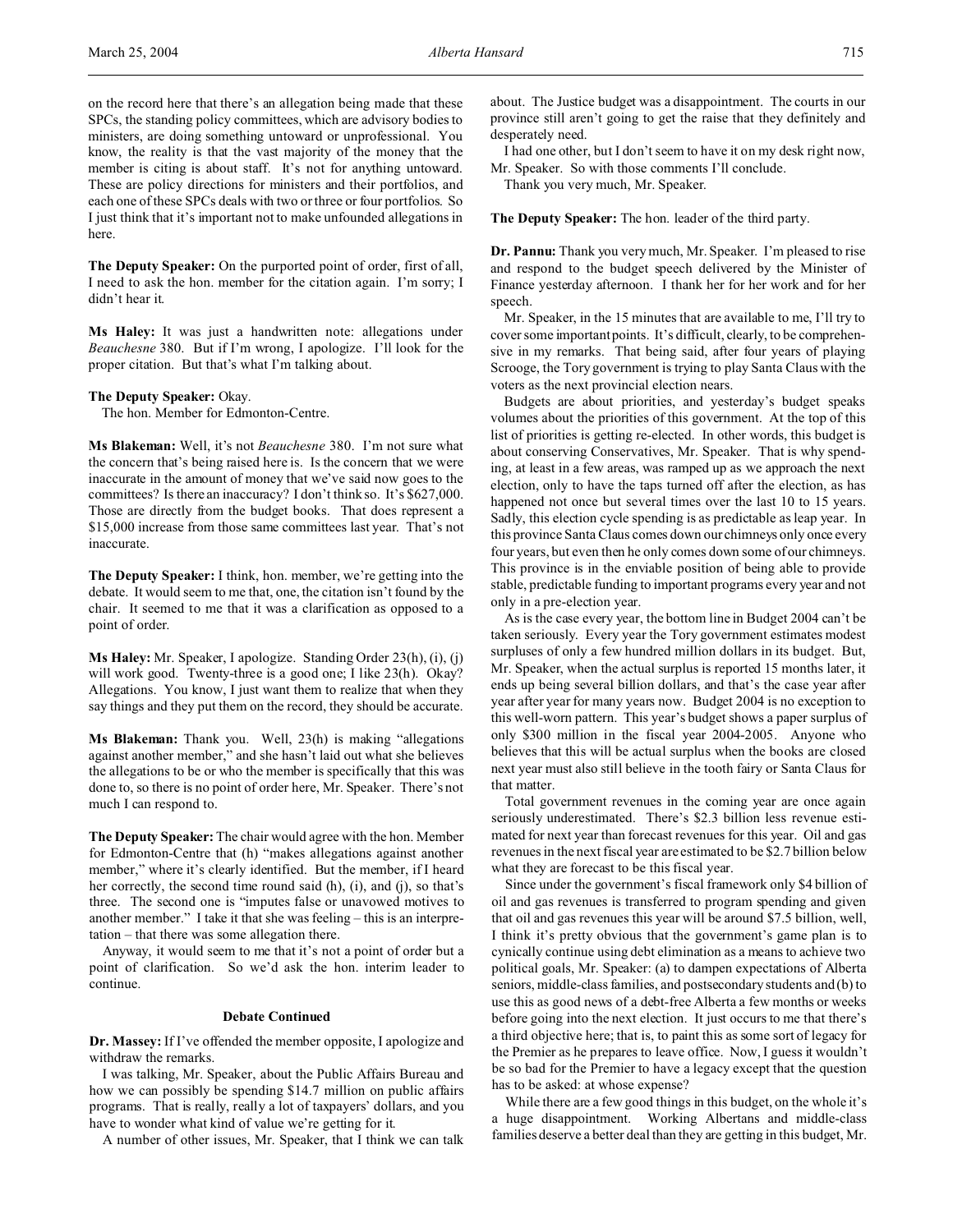on the record here that there's an allegation being made that these SPCs, the standing policy committees, which are advisory bodies to ministers, are doing something untoward or unprofessional. You know, the reality is that the vast majority of the money that the member is citing is about staff. It's not for anything untoward. These are policy directions for ministers and their portfolios, and each one of these SPCs deals with two or three or four portfolios. So I just think that it's important not to make unfounded allegations in here.

**The Deputy Speaker:** On the purported point of order, first of all, I need to ask the hon. member for the citation again. I'm sorry; I didn't hear it.

**Ms Haley:** It was just a handwritten note: allegations under *Beauchesne* 380. But if I'm wrong, I apologize. I'll look for the proper citation. But that's what I'm talking about.

**The Deputy Speaker:** Okay.

The hon. Member for Edmonton-Centre.

**Ms Blakeman:** Well, it's not *Beauchesne* 380. I'm not sure what the concern that's being raised here is. Is the concern that we were inaccurate in the amount of money that we've said now goes to the committees? Is there an inaccuracy? I don't think so. It's $627,000. Those are directly from the budget books. That does represent a $15,000 increase from those same committees last year. That's not inaccurate.

**The Deputy Speaker:** I think, hon. member, we're getting into the debate. It would seem to me that, one, the citation isn't found by the chair. It seemed to me that it was a clarification as opposed to a point of order.

**Ms Haley:** Mr. Speaker, I apologize. Standing Order 23(h), (i), (j) will work good. Twenty-three is a good one; I like 23(h). Okay? Allegations. You know, I just want them to realize that when they say things and they put them on the record, they should be accurate.

**Ms Blakeman:** Thank you. Well, 23(h) is making "allegations against another member," and she hasn't laid out what she believes the allegations to be or who the member is specifically that this was done to, so there is no point of order here, Mr. Speaker. There's not much I can respond to.

**The Deputy Speaker:** The chair would agree with the hon. Member for Edmonton-Centre that (h) "makes allegations against another member," where it's clearly identified. But the member, if I heard her correctly, the second time round said (h), (i), and (j), so that's three. The second one is "imputes false or unavowed motives to another member." I take it that she was feeling – this is an interpretation – that there was some allegation there.

Anyway, it would seem to me that it's not a point of order but a point of clarification. So we'd ask the hon. interim leader to continue.

### Debate Continued

**Dr. Massey:** If I've offended the member opposite, I apologize and withdraw the remarks.

I was talking, Mr. Speaker, about the Public Affairs Bureau and how we can possibly be spending $14.7 million on public affairs programs. That is really, really a lot of taxpayers' dollars, and you have to wonder what kind of value we're getting for it.

A number of other issues, Mr. Speaker, that I think we can talk about. The Justice budget was a disappointment. The courts in our province still aren't going to get the raise that they definitely and desperately need.

I had one other, but I don't seem to have it on my desk right now, Mr. Speaker. So with those comments I'll conclude.

Thank you very much, Mr. Speaker.

**The Deputy Speaker:** The hon. leader of the third party.

**Dr. Pannu:** Thank you very much, Mr. Speaker. I'm pleased to rise and respond to the budget speech delivered by the Minister of Finance yesterday afternoon. I thank her for her work and for her speech.

Mr. Speaker, in the 15 minutes that are available to me, I'll try to cover some important points. It's difficult, clearly, to be comprehensive in my remarks. That being said, after four years of playing Scrooge, the Tory government is trying to play Santa Claus with the voters as the next provincial election nears.

Budgets are about priorities, and yesterday's budget speaks volumes about the priorities of this government. At the top of this list of priorities is getting re-elected. In other words, this budget is about conserving Conservatives, Mr. Speaker. That is why spending, at least in a few areas, was ramped up as we approach the next election, only to have the taps turned off after the election, as has happened not once but several times over the last 10 to 15 years. Sadly, this election cycle spending is as predictable as leap year. In this province Santa Claus comes down our chimneys only once every four years, but even then he only comes down some of our chimneys. This province is in the enviable position of being able to provide stable, predictable funding to important programs every year and not only in a pre-election year.

As is the case every year, the bottom line in Budget 2004 can't be taken seriously. Every year the Tory government estimates modest surpluses of only a few hundred million dollars in its budget. But, Mr. Speaker, when the actual surplus is reported 15 months later, it ends up being several billion dollars, and that's the case year after year after year for many years now. Budget 2004 is no exception to this well-worn pattern. This year's budget shows a paper surplus of only $300 million in the fiscal year 2004-2005. Anyone who believes that this will be actual surplus when the books are closed next year must also still believe in the tooth fairy or Santa Claus for that matter.

Total government revenues in the coming year are once again seriously underestimated. There's $2.3 billion less revenue estimated for next year than forecast revenues for this year. Oil and gas revenues in the next fiscal year are estimated to be $2.7 billion below what they are forecast to be this fiscal year.

Since under the government's fiscal framework only $4 billion of oil and gas revenues is transferred to program spending and given that oil and gas revenues this year will be around $7.5 billion, well, I think it's pretty obvious that the government's game plan is to cynically continue using debt elimination as a means to achieve two political goals, Mr. Speaker: (a) to dampen expectations of Alberta seniors, middle-class families, and postsecondary students and (b) to use this as good news of a debt-free Alberta a few months or weeks before going into the next election. It just occurs to me that there's a third objective here; that is, to paint this as some sort of legacy for the Premier as he prepares to leave office. Now, I guess it wouldn't be so bad for the Premier to have a legacy except that the question has to be asked: at whose expense?

While there are a few good things in this budget, on the whole it's a huge disappointment. Working Albertans and middle-class families deserve a better deal than they are getting in this budget, Mr.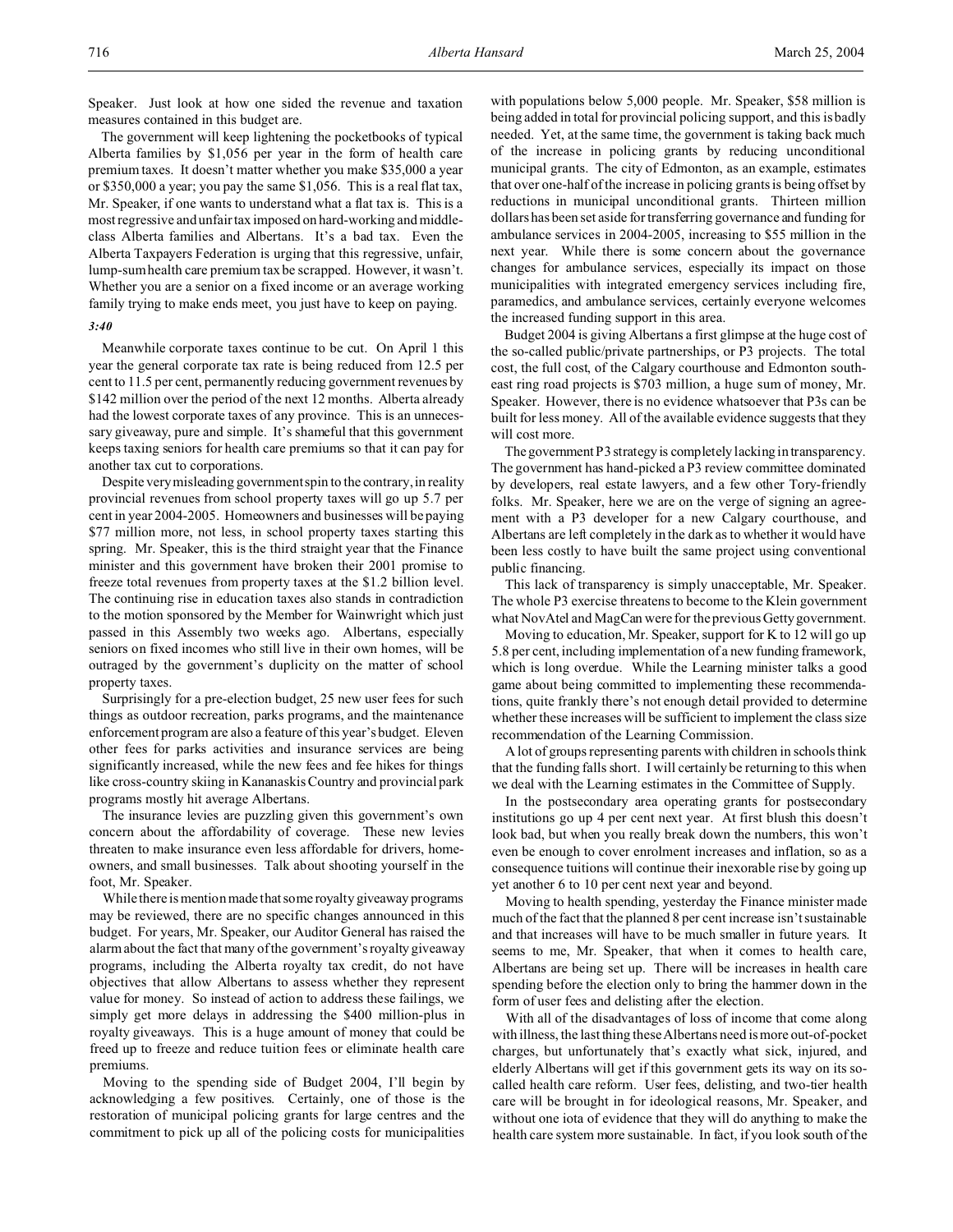Speaker. Just look at how one sided the revenue and taxation measures contained in this budget are.

The government will keep lightening the pocketbooks of typical Alberta families by $1,056 per year in the form of health care premium taxes. It doesn't matter whether you make $35,000 a year or $350,000 a year; you pay the same $1,056. This is a real flat tax, Mr. Speaker, if one wants to understand what a flat tax is. This is a most regressive and unfair tax imposed on hard-working and middle-class Alberta families and Albertans. It's a bad tax. Even the Alberta Taxpayers Federation is urging that this regressive, unfair, lump-sum health care premium tax be scrapped. However, it wasn't. Whether you are a senior on a fixed income or an average working family trying to make ends meet, you just have to keep on paying.

*3:40*

Meanwhile corporate taxes continue to be cut. On April 1 this year the general corporate tax rate is being reduced from 12.5 per cent to 11.5 per cent, permanently reducing government revenues by $142 million over the period of the next 12 months. Alberta already had the lowest corporate taxes of any province. This is an unnecessary giveaway, pure and simple. It's shameful that this government keeps taxing seniors for health care premiums so that it can pay for another tax cut to corporations.

Despite very misleading government spin to the contrary, in reality provincial revenues from school property taxes will go up 5.7 per cent in year 2004-2005. Homeowners and businesses will be paying $77 million more, not less, in school property taxes starting this spring. Mr. Speaker, this is the third straight year that the Finance minister and this government have broken their 2001 promise to freeze total revenues from property taxes at the $1.2 billion level. The continuing rise in education taxes also stands in contradiction to the motion sponsored by the Member for Wainwright which just passed in this Assembly two weeks ago. Albertans, especially seniors on fixed incomes who still live in their own homes, will be outraged by the government's duplicity on the matter of school property taxes.

Surprisingly for a pre-election budget, 25 new user fees for such things as outdoor recreation, parks programs, and the maintenance enforcement program are also a feature of this year's budget. Eleven other fees for parks activities and insurance services are being significantly increased, while the new fees and fee hikes for things like cross-country skiing in Kananaskis Country and provincial park programs mostly hit average Albertans.

The insurance levies are puzzling given this government's own concern about the affordability of coverage. These new levies threaten to make insurance even less affordable for drivers, homeowners, and small businesses. Talk about shooting yourself in the foot, Mr. Speaker.

While there is mention made that some royalty giveaway programs may be reviewed, there are no specific changes announced in this budget. For years, Mr. Speaker, our Auditor General has raised the alarm about the fact that many of the government's royalty giveaway programs, including the Alberta royalty tax credit, do not have objectives that allow Albertans to assess whether they represent value for money. So instead of action to address these failings, we simply get more delays in addressing the $400 million-plus in royalty giveaways. This is a huge amount of money that could be freed up to freeze and reduce tuition fees or eliminate health care premiums.

Moving to the spending side of Budget 2004, I'll begin by acknowledging a few positives. Certainly, one of those is the restoration of municipal policing grants for large centres and the commitment to pick up all of the policing costs for municipalities with populations below 5,000 people. Mr. Speaker, $58 million is being added in total for provincial policing support, and this is badly needed. Yet, at the same time, the government is taking back much of the increase in policing grants by reducing unconditional municipal grants. The city of Edmonton, as an example, estimates that over one-half of the increase in policing grants is being offset by reductions in municipal unconditional grants. Thirteen million dollars has been set aside for transferring governance and funding for ambulance services in 2004-2005, increasing to $55 million in the next year. While there is some concern about the governance changes for ambulance services, especially its impact on those municipalities with integrated emergency services including fire, paramedics, and ambulance services, certainly everyone welcomes the increased funding support in this area.

Budget 2004 is giving Albertans a first glimpse at the huge cost of the so-called public/private partnerships, or P3 projects. The total cost, the full cost, of the Calgary courthouse and Edmonton southeast ring road projects is $703 million, a huge sum of money, Mr. Speaker. However, there is no evidence whatsoever that P3s can be built for less money. All of the available evidence suggests that they will cost more.

The government P3 strategy is completely lacking in transparency. The government has hand-picked a P3 review committee dominated by developers, real estate lawyers, and a few other Tory-friendly folks. Mr. Speaker, here we are on the verge of signing an agreement with a P3 developer for a new Calgary courthouse, and Albertans are left completely in the dark as to whether it would have been less costly to have built the same project using conventional public financing.

This lack of transparency is simply unacceptable, Mr. Speaker. The whole P3 exercise threatens to become to the Klein government what NovAtel and MagCan were for the previous Getty government.

Moving to education, Mr. Speaker, support for K to 12 will go up 5.8 per cent, including implementation of a new funding framework, which is long overdue. While the Learning minister talks a good game about being committed to implementing these recommendations, quite frankly there's not enough detail provided to determine whether these increases will be sufficient to implement the class size recommendation of the Learning Commission.

A lot of groups representing parents with children in schools think that the funding falls short. I will certainly be returning to this when we deal with the Learning estimates in the Committee of Supply.

In the postsecondary area operating grants for postsecondary institutions go up 4 per cent next year. At first blush this doesn't look bad, but when you really break down the numbers, this won't even be enough to cover enrolment increases and inflation, so as a consequence tuitions will continue their inexorable rise by going up yet another 6 to 10 per cent next year and beyond.

Moving to health spending, yesterday the Finance minister made much of the fact that the planned 8 per cent increase isn't sustainable and that increases will have to be much smaller in future years. It seems to me, Mr. Speaker, that when it comes to health care, Albertans are being set up. There will be increases in health care spending before the election only to bring the hammer down in the form of user fees and delisting after the election.

With all of the disadvantages of loss of income that come along with illness, the last thing these Albertans need is more out-of-pocket charges, but unfortunately that's exactly what sick, injured, and elderly Albertans will get if this government gets its way on its so-called health care reform. User fees, delisting, and two-tier health care will be brought in for ideological reasons, Mr. Speaker, and without one iota of evidence that they will do anything to make the health care system more sustainable. In fact, if you look south of the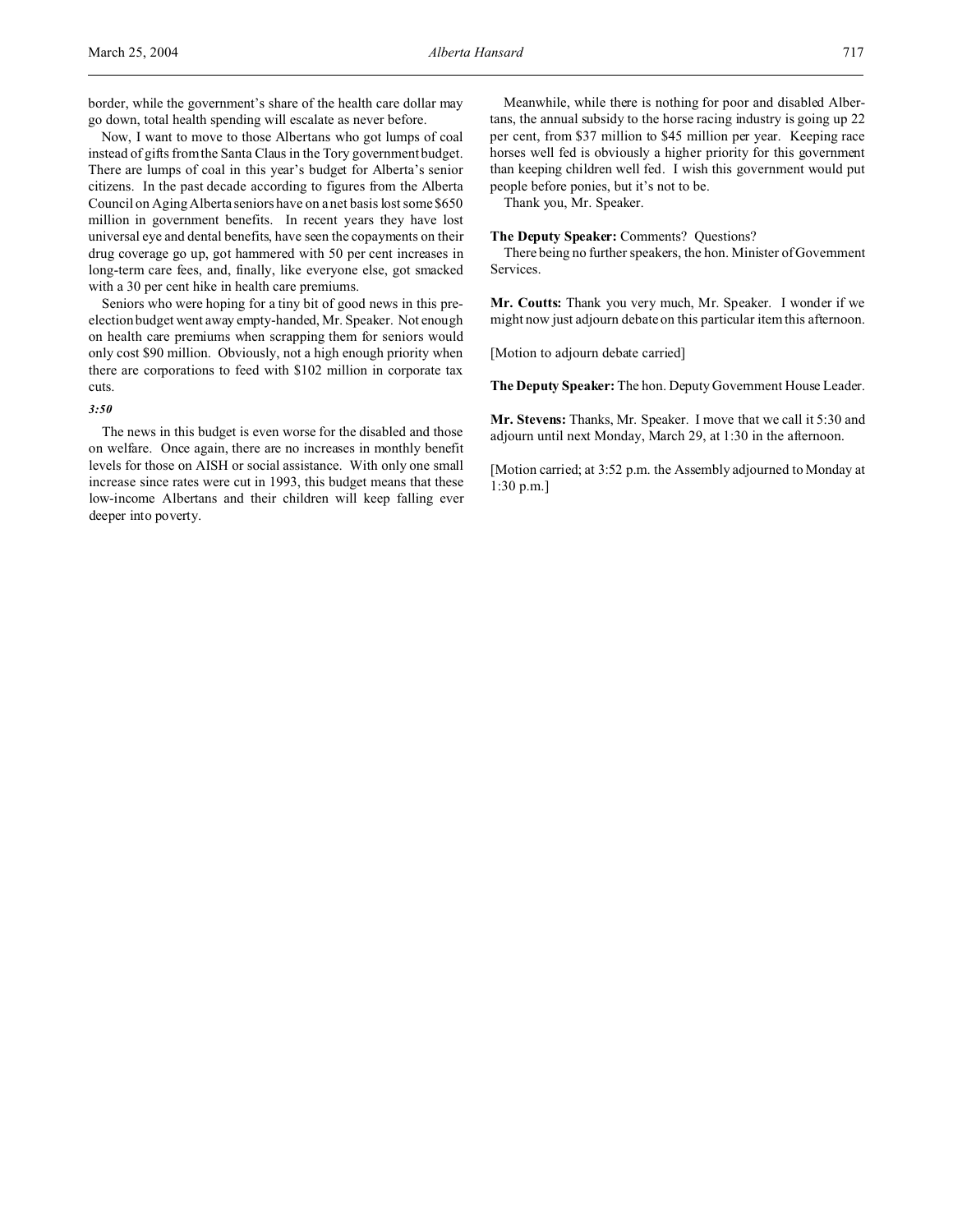border, while the government's share of the health care dollar may go down, total health spending will escalate as never before.

Now, I want to move to those Albertans who got lumps of coal instead of gifts from the Santa Claus in the Tory government budget. There are lumps of coal in this year's budget for Alberta's senior citizens. In the past decade according to figures from the Alberta Council on Aging Alberta seniors have on a net basis lost some $650 million in government benefits. In recent years they have lost universal eye and dental benefits, have seen the copayments on their drug coverage go up, got hammered with 50 per cent increases in long-term care fees, and, finally, like everyone else, got smacked with a 30 per cent hike in health care premiums.

Seniors who were hoping for a tiny bit of good news in this pre-election budget went away empty-handed, Mr. Speaker. Not enough on health care premiums when scrapping them for seniors would only cost $90 million. Obviously, not a high enough priority when there are corporations to feed with $102 million in corporate tax cuts.

*3:50*

The news in this budget is even worse for the disabled and those on welfare. Once again, there are no increases in monthly benefit levels for those on AISH or social assistance. With only one small increase since rates were cut in 1993, this budget means that these low-income Albertans and their children will keep falling ever deeper into poverty.

Meanwhile, while there is nothing for poor and disabled Albertans, the annual subsidy to the horse racing industry is going up 22 per cent, from $37 million to $45 million per year. Keeping race horses well fed is obviously a higher priority for this government than keeping children well fed. I wish this government would put people before ponies, but it's not to be.

Thank you, Mr. Speaker.

**The Deputy Speaker:** Comments? Questions?

There being no further speakers, the hon. Minister of Government Services.

**Mr. Coutts:** Thank you very much, Mr. Speaker. I wonder if we might now just adjourn debate on this particular item this afternoon.

[Motion to adjourn debate carried]

**The Deputy Speaker:** The hon. Deputy Government House Leader.

**Mr. Stevens:** Thanks, Mr. Speaker. I move that we call it 5:30 and adjourn until next Monday, March 29, at 1:30 in the afternoon.

[Motion carried; at 3:52 p.m. the Assembly adjourned to Monday at 1:30 p.m.]